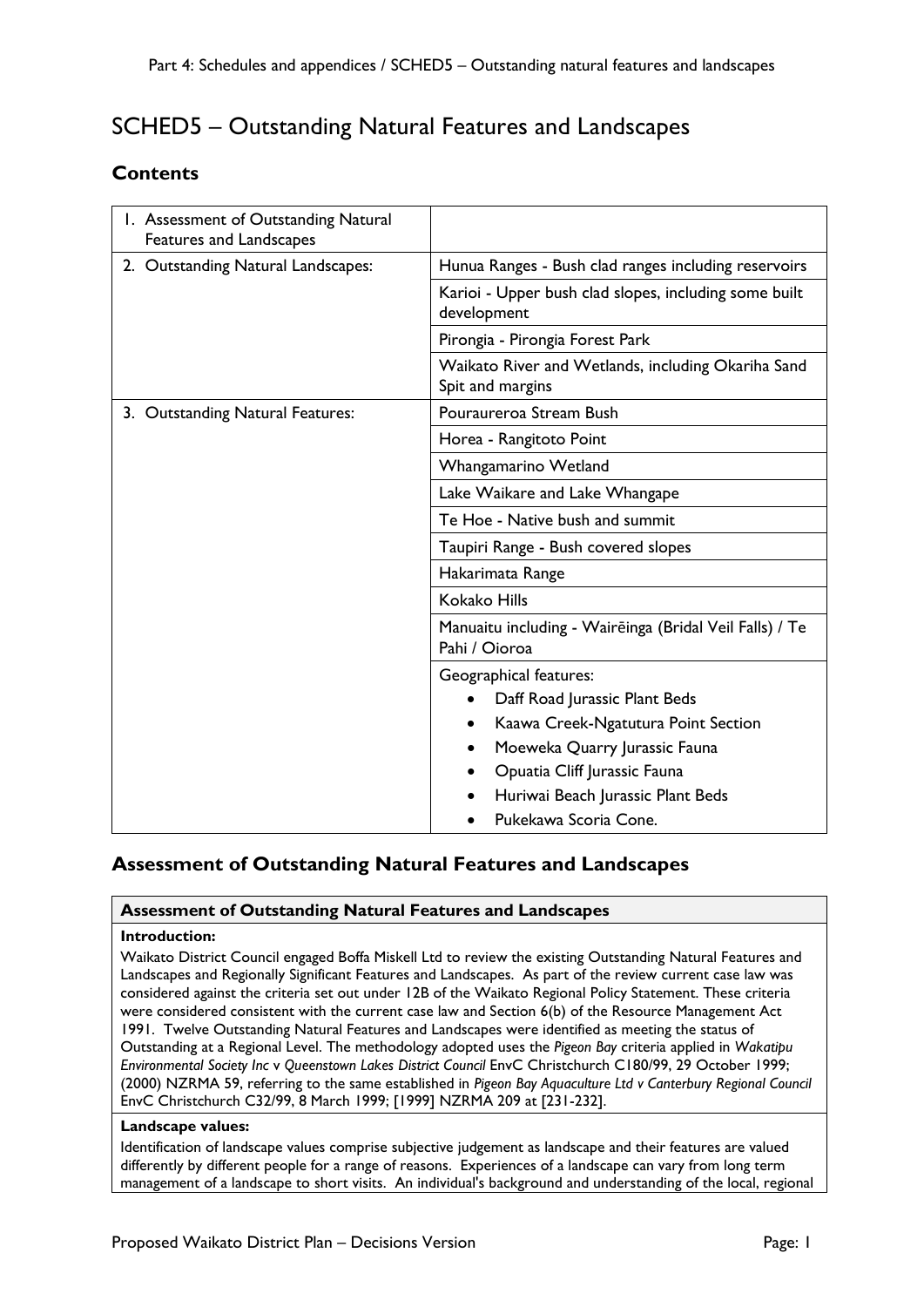# SCHED5 – Outstanding Natural Features and Landscapes

## Contents

| | |
|---|---|
| 1. Assessment of Outstanding Natural Features and Landscapes | |
| 2. Outstanding Natural Landscapes: | Hunua Ranges - Bush clad ranges including reservoirs |
| | Karioi - Upper bush clad slopes, including some built development |
| | Pirongia - Pirongia Forest Park |
| | Waikato River and Wetlands, including Okariha Sand Spit and margins |
| 3. Outstanding Natural Features: | Pouraureroa Stream Bush |
| | Horea - Rangitoto Point |
| | Whangamarino Wetland |
| | Lake Waikare and Lake Whangape |
| | Te Hoe - Native bush and summit |
| | Taupiri Range - Bush covered slopes |
| | Hakarimata Range |
| | Kokako Hills |
| | Manuaitu including - Wairēinga (Bridal Veil Falls) / Te Pahi / Oioroa |
| | Geographical features: <br>• Daff Road Jurassic Plant Beds <br>• Kaawa Creek-Ngatutura Point Section <br>• Moeweka Quarry Jurassic Fauna <br>• Opuatia Cliff Jurassic Fauna <br>• Huriwai Beach Jurassic Plant Beds <br>• Pukekawa Scoria Cone. |

## Assessment of Outstanding Natural Features and Landscapes

| **Assessment of Outstanding Natural Features and Landscapes** |
|---|
| **Introduction:**<br>Waikato District Council engaged Boffa Miskell Ltd to review the existing Outstanding Natural Features and Landscapes and Regionally Significant Features and Landscapes. As part of the review current case law was considered against the criteria set out under 12B of the Waikato Regional Policy Statement. These criteria were considered consistent with the current case law and Section 6(b) of the Resource Management Act 1991. Twelve Outstanding Natural Features and Landscapes were identified as meeting the status of Outstanding at a Regional Level. The methodology adopted uses the *Pigeon Bay* criteria applied in *Wakatipu Environmental Society Inc* v *Queenstown Lakes District Council* EnvC Christchurch C180/99, 29 October 1999; (2000) NZRMA 59, referring to the same established in *Pigeon Bay Aquaculture Ltd v Canterbury Regional Council* EnvC Christchurch C32/99, 8 March 1999; [1999] NZRMA 209 at [231-232]. |
| **Landscape values:**<br>Identification of landscape values comprise subjective judgement as landscape and their features are valued differently by different people for a range of reasons. Experiences of a landscape can vary from long term management of a landscape to short visits. An individual's background and understanding of the local, regional |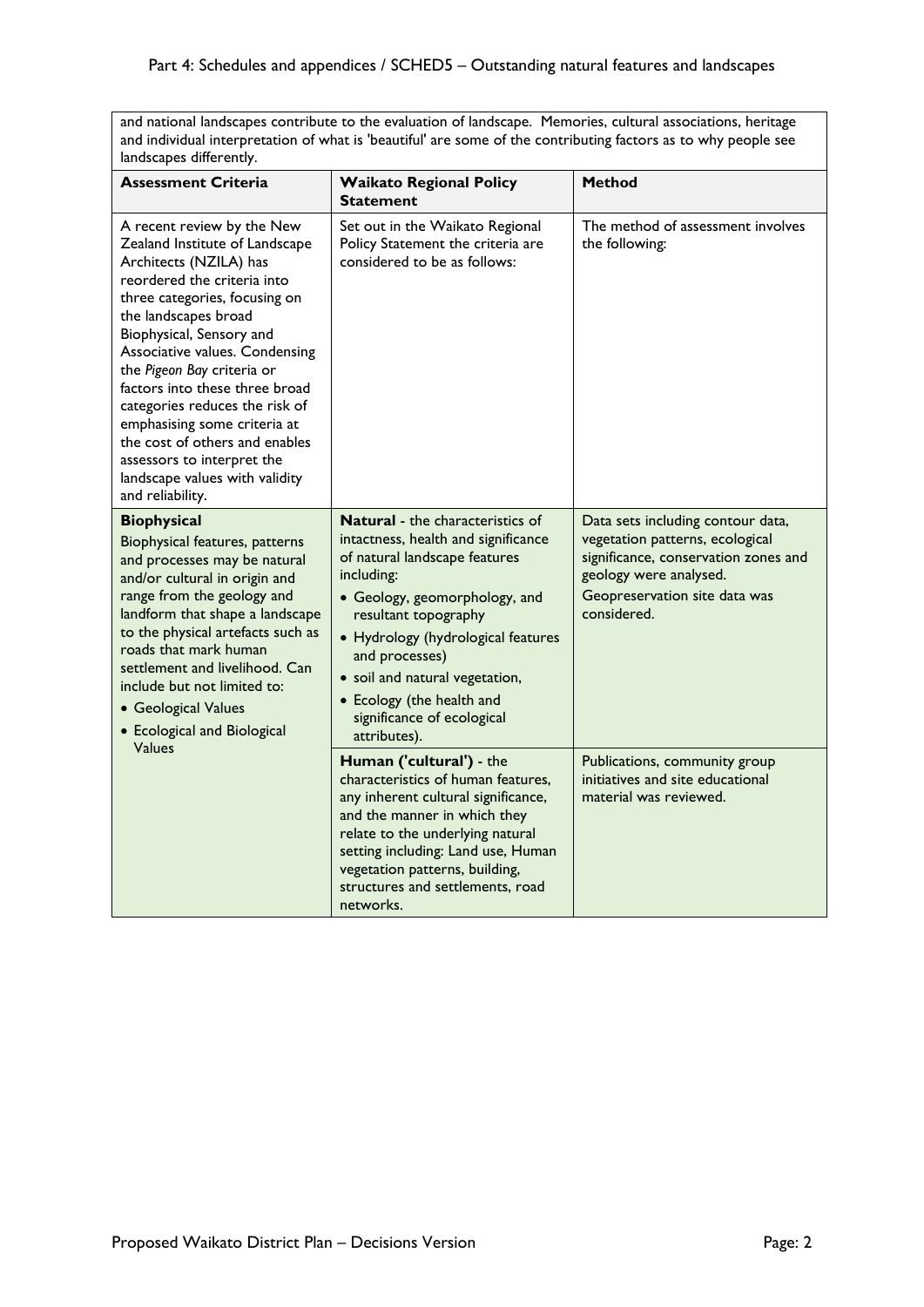| and national landscapes contribute to the evaluation of landscape. Memories, cultural associations, heritage and individual interpretation of what is 'beautiful' are some of the contributing factors as to why people see landscapes differently. | | |
|---|---|---|
| **Assessment Criteria** | **Waikato Regional Policy Statement** | **Method** |
| A recent review by the New Zealand Institute of Landscape Architects (NZILA) has reordered the criteria into three categories, focusing on the landscapes broad Biophysical, Sensory and Associative values. Condensing the *Pigeon Bay* criteria or factors into these three broad categories reduces the risk of emphasising some criteria at the cost of others and enables assessors to interpret the landscape values with validity and reliability. | Set out in the Waikato Regional Policy Statement the criteria are considered to be as follows: | The method of assessment involves the following: |
| **Biophysical**<br>Biophysical features, patterns and processes may be natural and/or cultural in origin and range from the geology and landform that shape a landscape to the physical artefacts such as roads that mark human settlement and livelihood. Can include but not limited to:<br>• Geological Values<br>• Ecological and Biological Values | **Natural** - the characteristics of intactness, health and significance of natural landscape features including:<br>• Geology, geomorphology, and resultant topography<br>• Hydrology (hydrological features and processes)<br>• soil and natural vegetation,<br>• Ecology (the health and significance of ecological attributes). | Data sets including contour data, vegetation patterns, ecological significance, conservation zones and geology were analysed.<br>Geopreservation site data was considered. |
| | **Human ('cultural')** - the characteristics of human features, any inherent cultural significance, and the manner in which they relate to the underlying natural setting including: Land use, Human vegetation patterns, building, structures and settlements, road networks. | Publications, community group initiatives and site educational material was reviewed. |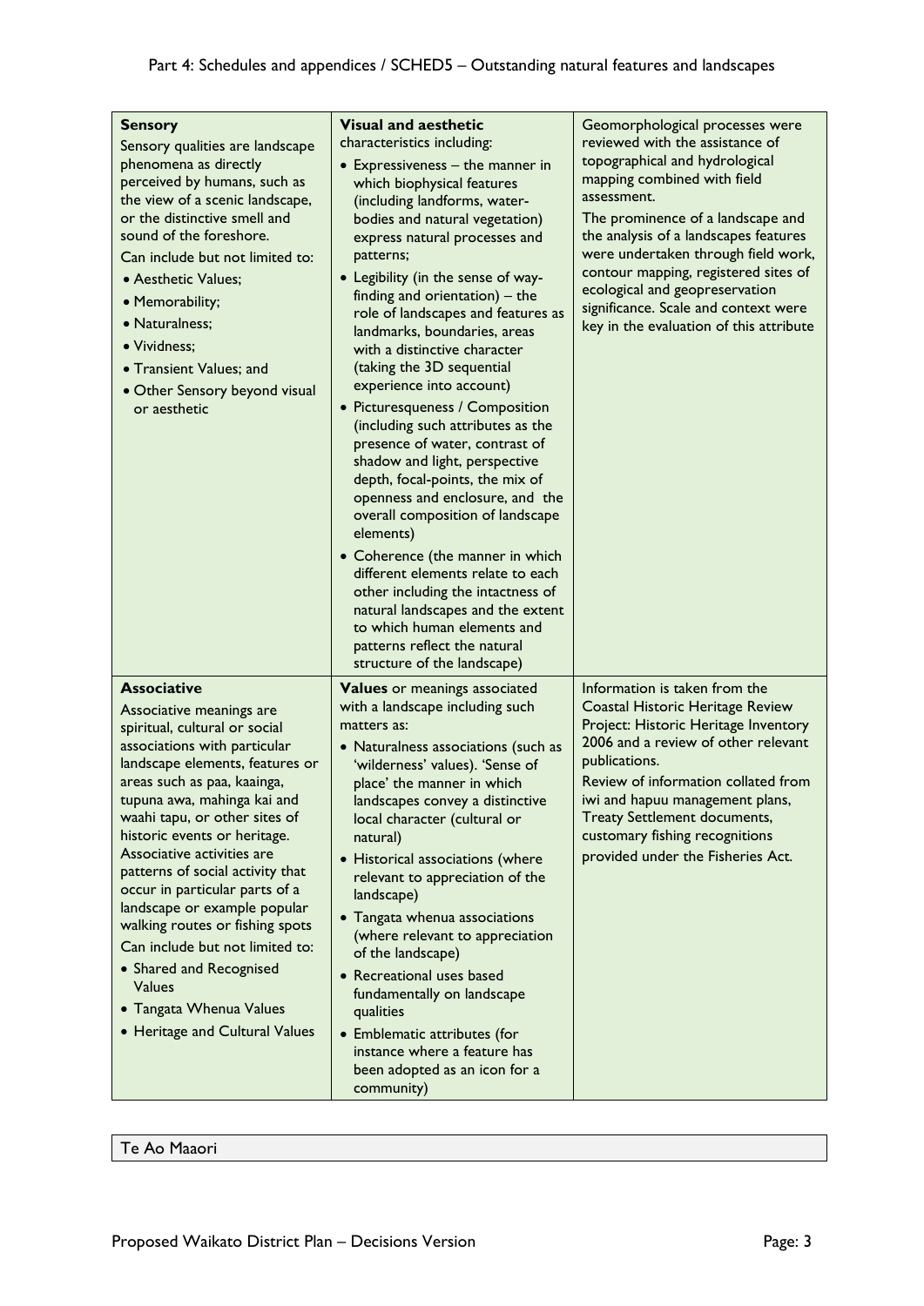| | | |
|---|---|---|
| **Sensory**<br>Sensory qualities are landscape phenomena as directly perceived by humans, such as the view of a scenic landscape, or the distinctive smell and sound of the foreshore.<br>Can include but not limited to:<br>• Aesthetic Values;<br>• Memorability;<br>• Naturalness;<br>• Vividness;<br>• Transient Values; and<br>• Other Sensory beyond visual or aesthetic | **Visual and aesthetic** characteristics including:<br>• Expressiveness – the manner in which biophysical features (including landforms, water-bodies and natural vegetation) express natural processes and patterns;<br>• Legibility (in the sense of way-finding and orientation) – the role of landscapes and features as landmarks, boundaries, areas with a distinctive character (taking the 3D sequential experience into account)<br>• Picturesqueness / Composition (including such attributes as the presence of water, contrast of shadow and light, perspective depth, focal-points, the mix of openness and enclosure, and the overall composition of landscape elements)<br>• Coherence (the manner in which different elements relate to each other including the intactness of natural landscapes and the extent to which human elements and patterns reflect the natural structure of the landscape) | Geomorphological processes were reviewed with the assistance of topographical and hydrological mapping combined with field assessment.<br>The prominence of a landscape and the analysis of a landscapes features were undertaken through field work, contour mapping, registered sites of ecological and geopreservation significance. Scale and context were key in the evaluation of this attribute |
| **Associative**<br>Associative meanings are spiritual, cultural or social associations with particular landscape elements, features or areas such as paa, kaainga, tupuna awa, mahinga kai and waahi tapu, or other sites of historic events or heritage. Associative activities are patterns of social activity that occur in particular parts of a landscape or example popular walking routes or fishing spots<br>Can include but not limited to:<br>• Shared and Recognised Values<br>• Tangata Whenua Values<br>• Heritage and Cultural Values | **Values** or meanings associated with a landscape including such matters as:<br>• Naturalness associations (such as 'wilderness' values). 'Sense of place' the manner in which landscapes convey a distinctive local character (cultural or natural)<br>• Historical associations (where relevant to appreciation of the landscape)<br>• Tangata whenua associations (where relevant to appreciation of the landscape)<br>• Recreational uses based fundamentally on landscape qualities<br>• Emblematic attributes (for instance where a feature has been adopted as an icon for a community) | Information is taken from the Coastal Historic Heritage Review Project: Historic Heritage Inventory 2006 and a review of other relevant publications.<br>Review of information collated from iwi and hapuu management plans, Treaty Settlement documents, customary fishing recognitions provided under the Fisheries Act. |

| Te Ao Maaori |
|---|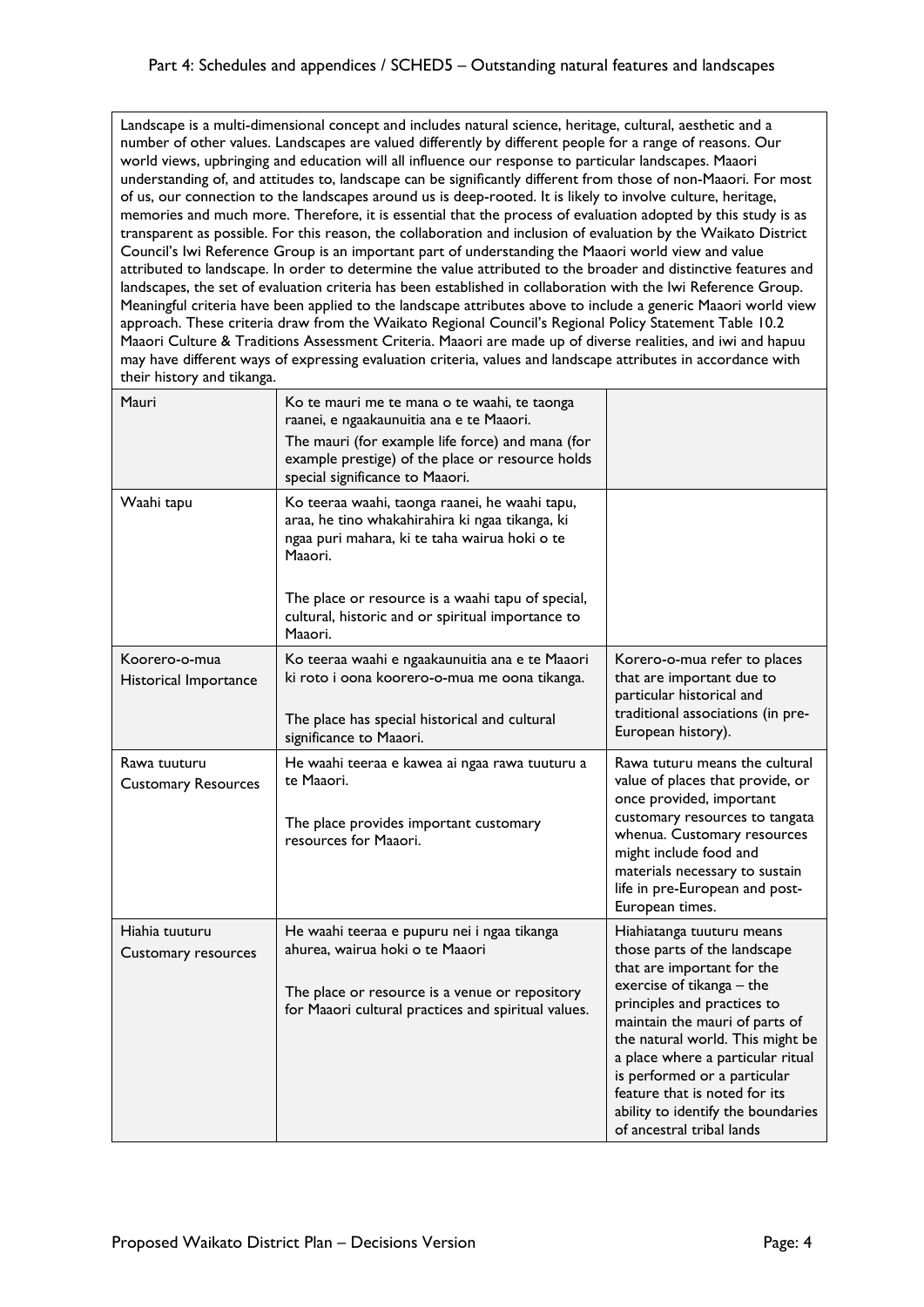Landscape is a multi-dimensional concept and includes natural science, heritage, cultural, aesthetic and a number of other values. Landscapes are valued differently by different people for a range of reasons. Our world views, upbringing and education will all influence our response to particular landscapes. Maaori understanding of, and attitudes to, landscape can be significantly different from those of non-Maaori. For most of us, our connection to the landscapes around us is deep-rooted. It is likely to involve culture, heritage, memories and much more. Therefore, it is essential that the process of evaluation adopted by this study is as transparent as possible. For this reason, the collaboration and inclusion of evaluation by the Waikato District Council's Iwi Reference Group is an important part of understanding the Maaori world view and value attributed to landscape. In order to determine the value attributed to the broader and distinctive features and landscapes, the set of evaluation criteria has been established in collaboration with the Iwi Reference Group. Meaningful criteria have been applied to the landscape attributes above to include a generic Maaori world view approach. These criteria draw from the Waikato Regional Council's Regional Policy Statement Table 10.2 Maaori Culture & Traditions Assessment Criteria. Maaori are made up of diverse realities, and iwi and hapuu may have different ways of expressing evaluation criteria, values and landscape attributes in accordance with their history and tikanga.

| | | |
|---|---|---|
| Mauri | Ko te mauri me te mana o te waahi, te taonga raanei, e ngaakaunuitia ana e te Maaori.<br>The mauri (for example life force) and mana (for example prestige) of the place or resource holds special significance to Maaori. | |
| Waahi tapu | Ko teeraa waahi, taonga raanei, he waahi tapu, araa, he tino whakahirahira ki ngaa tikanga, ki ngaa puri mahara, ki te taha wairua hoki o te Maaori.<br><br>The place or resource is a waahi tapu of special, cultural, historic and or spiritual importance to Maaori. | |
| Koorero-o-mua<br>Historical Importance | Ko teeraa waahi e ngaakaunuitia ana e te Maaori ki roto i oona koorero-o-mua me oona tikanga.<br><br>The place has special historical and cultural significance to Maaori. | Korero-o-mua refer to places that are important due to particular historical and traditional associations (in pre-European history). |
| Rawa tuuturu<br>Customary Resources | He waahi teeraa e kawea ai ngaa rawa tuuturu a te Maaori.<br><br>The place provides important customary resources for Maaori. | Rawa tuturu means the cultural value of places that provide, or once provided, important customary resources to tangata whenua. Customary resources might include food and materials necessary to sustain life in pre-European and post-European times. |
| Hiahia tuuturu<br>Customary resources | He waahi teeraa e pupuru nei i ngaa tikanga ahurea, wairua hoki o te Maaori<br><br>The place or resource is a venue or repository for Maaori cultural practices and spiritual values. | Hiahiatanga tuuturu means those parts of the landscape that are important for the exercise of tikanga – the principles and practices to maintain the mauri of parts of the natural world. This might be a place where a particular ritual is performed or a particular feature that is noted for its ability to identify the boundaries of ancestral tribal lands |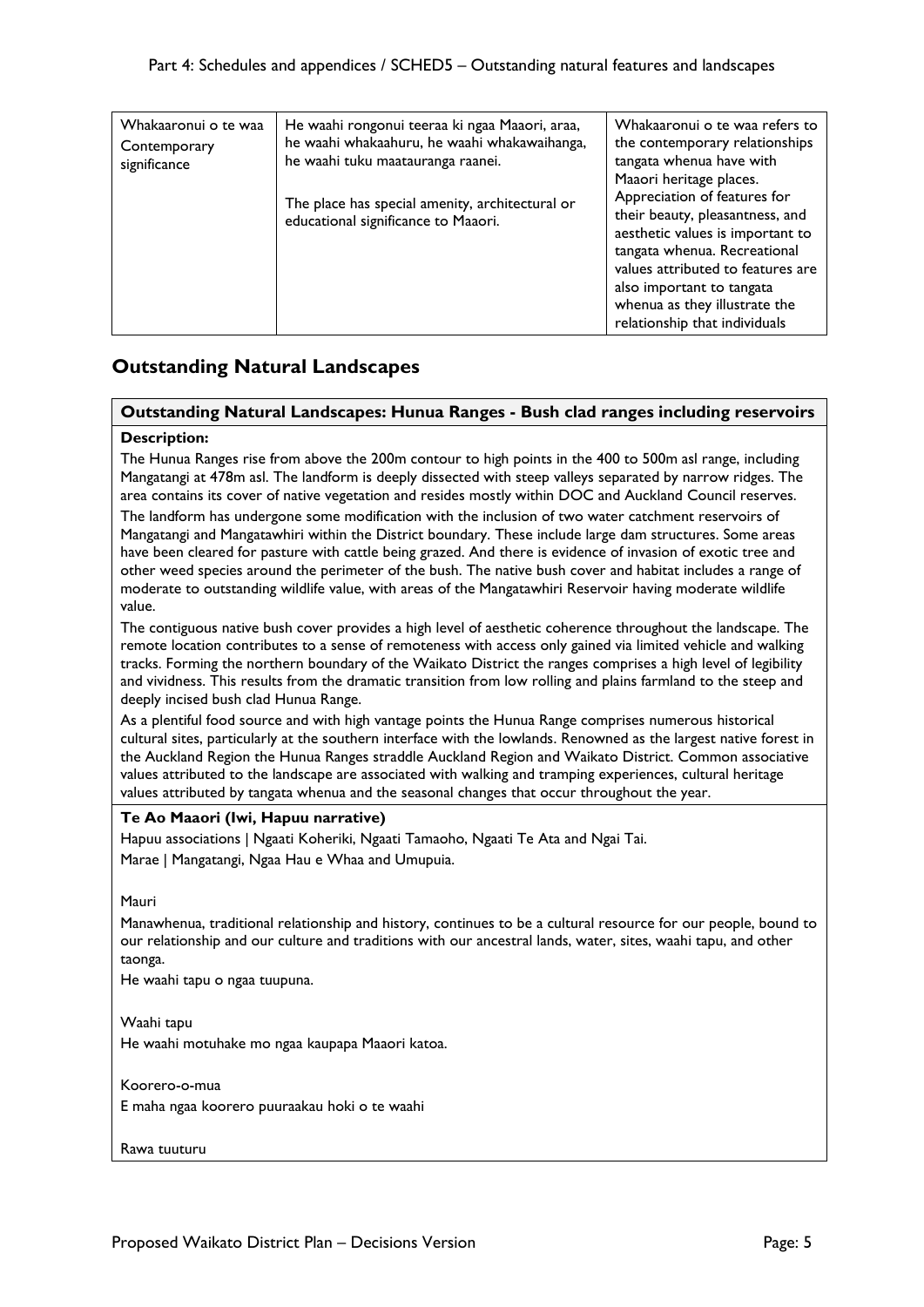| Whakaaronui o te waa Contemporary significance | He waahi rongonui teeraa ki ngaa Maaori, araa, he waahi whakaahuru, he waahi whakawaihanga, he waahi tuku maatauranga raanei.<br><br>The place has special amenity, architectural or educational significance to Maaori. | Whakaaronui o te waa refers to the contemporary relationships tangata whenua have with Maaori heritage places. Appreciation of features for their beauty, pleasantness, and aesthetic values is important to tangata whenua. Recreational values attributed to features are also important to tangata whenua as they illustrate the relationship that individuals |
|---|---|---|

## Outstanding Natural Landscapes

### Outstanding Natural Landscapes: Hunua Ranges - Bush clad ranges including reservoirs

**Description:**

The Hunua Ranges rise from above the 200m contour to high points in the 400 to 500m asl range, including Mangatangi at 478m asl. The landform is deeply dissected with steep valleys separated by narrow ridges. The area contains its cover of native vegetation and resides mostly within DOC and Auckland Council reserves.

The landform has undergone some modification with the inclusion of two water catchment reservoirs of Mangatangi and Mangatawhiri within the District boundary. These include large dam structures. Some areas have been cleared for pasture with cattle being grazed. And there is evidence of invasion of exotic tree and other weed species around the perimeter of the bush. The native bush cover and habitat includes a range of moderate to outstanding wildlife value, with areas of the Mangatawhiri Reservoir having moderate wildlife value.

The contiguous native bush cover provides a high level of aesthetic coherence throughout the landscape. The remote location contributes to a sense of remoteness with access only gained via limited vehicle and walking tracks. Forming the northern boundary of the Waikato District the ranges comprises a high level of legibility and vividness. This results from the dramatic transition from low rolling and plains farmland to the steep and deeply incised bush clad Hunua Range.

As a plentiful food source and with high vantage points the Hunua Range comprises numerous historical cultural sites, particularly at the southern interface with the lowlands. Renowned as the largest native forest in the Auckland Region the Hunua Ranges straddle Auckland Region and Waikato District. Common associative values attributed to the landscape are associated with walking and tramping experiences, cultural heritage values attributed by tangata whenua and the seasonal changes that occur throughout the year.

**Te Ao Maaori (Iwi, Hapuu narrative)**

Hapuu associations | Ngaati Koheriki, Ngaati Tamaoho, Ngaati Te Ata and Ngai Tai.

Marae | Mangatangi, Ngaa Hau e Whaa and Umupuia.

Mauri

Manawhenua, traditional relationship and history, continues to be a cultural resource for our people, bound to our relationship and our culture and traditions with our ancestral lands, water, sites, waahi tapu, and other taonga.

He waahi tapu o ngaa tuupuna.

Waahi tapu

He waahi motuhake mo ngaa kaupapa Maaori katoa.

Koorero-o-mua

E maha ngaa koorero puuraakau hoki o te waahi

Rawa tuuturu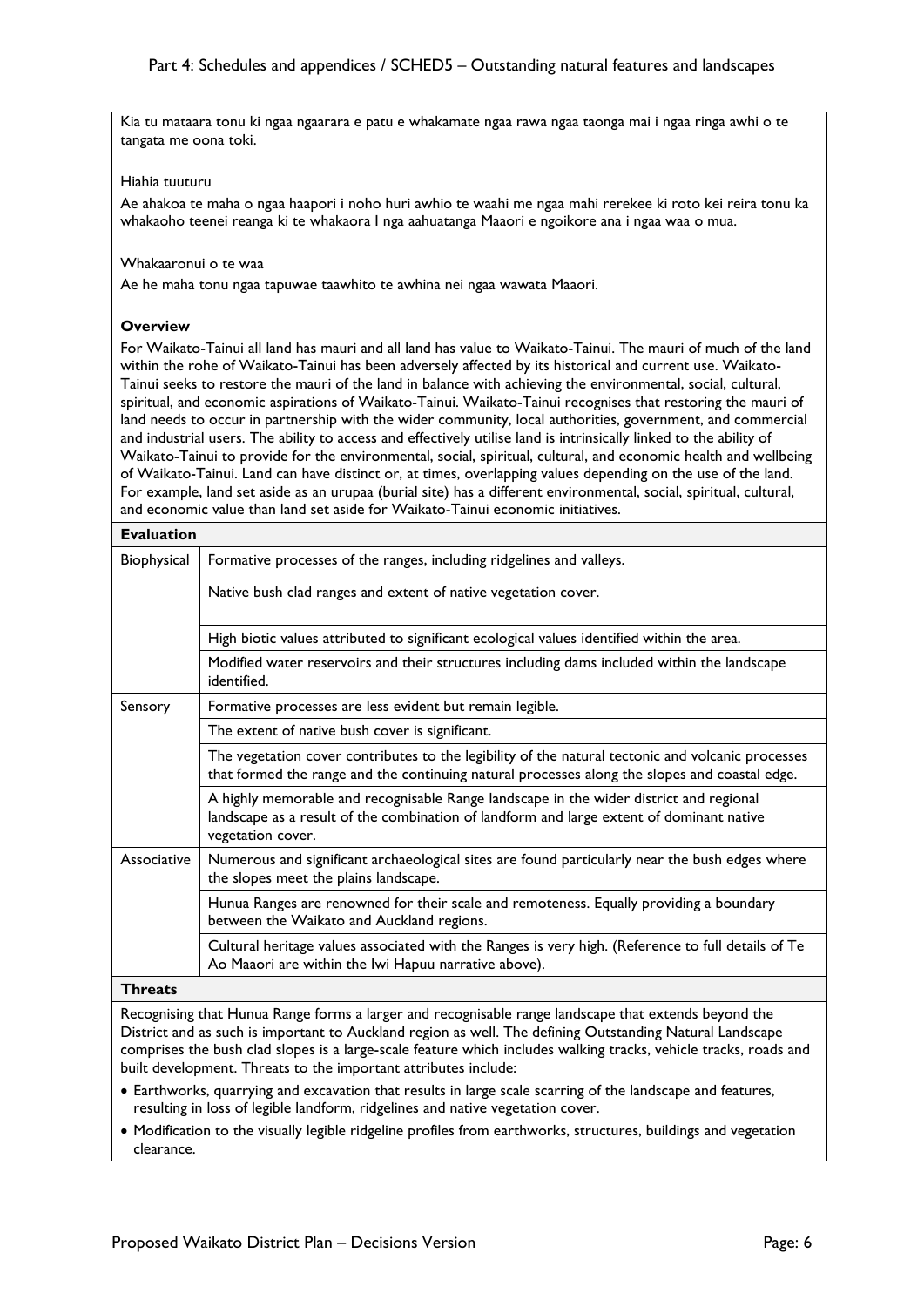Kia tu mataara tonu ki ngaa ngaarara e patu e whakamate ngaa rawa ngaa taonga mai i ngaa ringa awhi o te tangata me oona toki.

Hiahia tuuturu

Ae ahakoa te maha o ngaa haapori i noho huri awhio te waahi me ngaa mahi rerekee ki roto kei reira tonu ka whakaoho teenei reanga ki te whakaora I nga aahuatanga Maaori e ngoikore ana i ngaa waa o mua.

Whakaaronui o te waa

Ae he maha tonu ngaa tapuwae taawhito te awhina nei ngaa wawata Maaori.

**Overview**

For Waikato-Tainui all land has mauri and all land has value to Waikato-Tainui. The mauri of much of the land within the rohe of Waikato-Tainui has been adversely affected by its historical and current use. Waikato-Tainui seeks to restore the mauri of the land in balance with achieving the environmental, social, cultural, spiritual, and economic aspirations of Waikato-Tainui. Waikato-Tainui recognises that restoring the mauri of land needs to occur in partnership with the wider community, local authorities, government, and commercial and industrial users. The ability to access and effectively utilise land is intrinsically linked to the ability of Waikato-Tainui to provide for the environmental, social, spiritual, cultural, and economic health and wellbeing of Waikato-Tainui. Land can have distinct or, at times, overlapping values depending on the use of the land. For example, land set aside as an urupaa (burial site) has a different environmental, social, spiritual, cultural, and economic value than land set aside for Waikato-Tainui economic initiatives.

**Evaluation**

| | |
|---|---|
| Biophysical | Formative processes of the ranges, including ridgelines and valleys. |
| | Native bush clad ranges and extent of native vegetation cover. |
| | High biotic values attributed to significant ecological values identified within the area. |
| | Modified water reservoirs and their structures including dams included within the landscape identified. |
| Sensory | Formative processes are less evident but remain legible. |
| | The extent of native bush cover is significant. |
| | The vegetation cover contributes to the legibility of the natural tectonic and volcanic processes that formed the range and the continuing natural processes along the slopes and coastal edge. |
| | A highly memorable and recognisable Range landscape in the wider district and regional landscape as a result of the combination of landform and large extent of dominant native vegetation cover. |
| Associative | Numerous and significant archaeological sites are found particularly near the bush edges where the slopes meet the plains landscape. |
| | Hunua Ranges are renowned for their scale and remoteness. Equally providing a boundary between the Waikato and Auckland regions. |
| | Cultural heritage values associated with the Ranges is very high. (Reference to full details of Te Ao Maaori are within the Iwi Hapuu narrative above). |

**Threats**

Recognising that Hunua Range forms a larger and recognisable range landscape that extends beyond the District and as such is important to Auckland region as well. The defining Outstanding Natural Landscape comprises the bush clad slopes is a large-scale feature which includes walking tracks, vehicle tracks, roads and built development. Threats to the important attributes include:

- Earthworks, quarrying and excavation that results in large scale scarring of the landscape and features, resulting in loss of legible landform, ridgelines and native vegetation cover.
- Modification to the visually legible ridgeline profiles from earthworks, structures, buildings and vegetation clearance.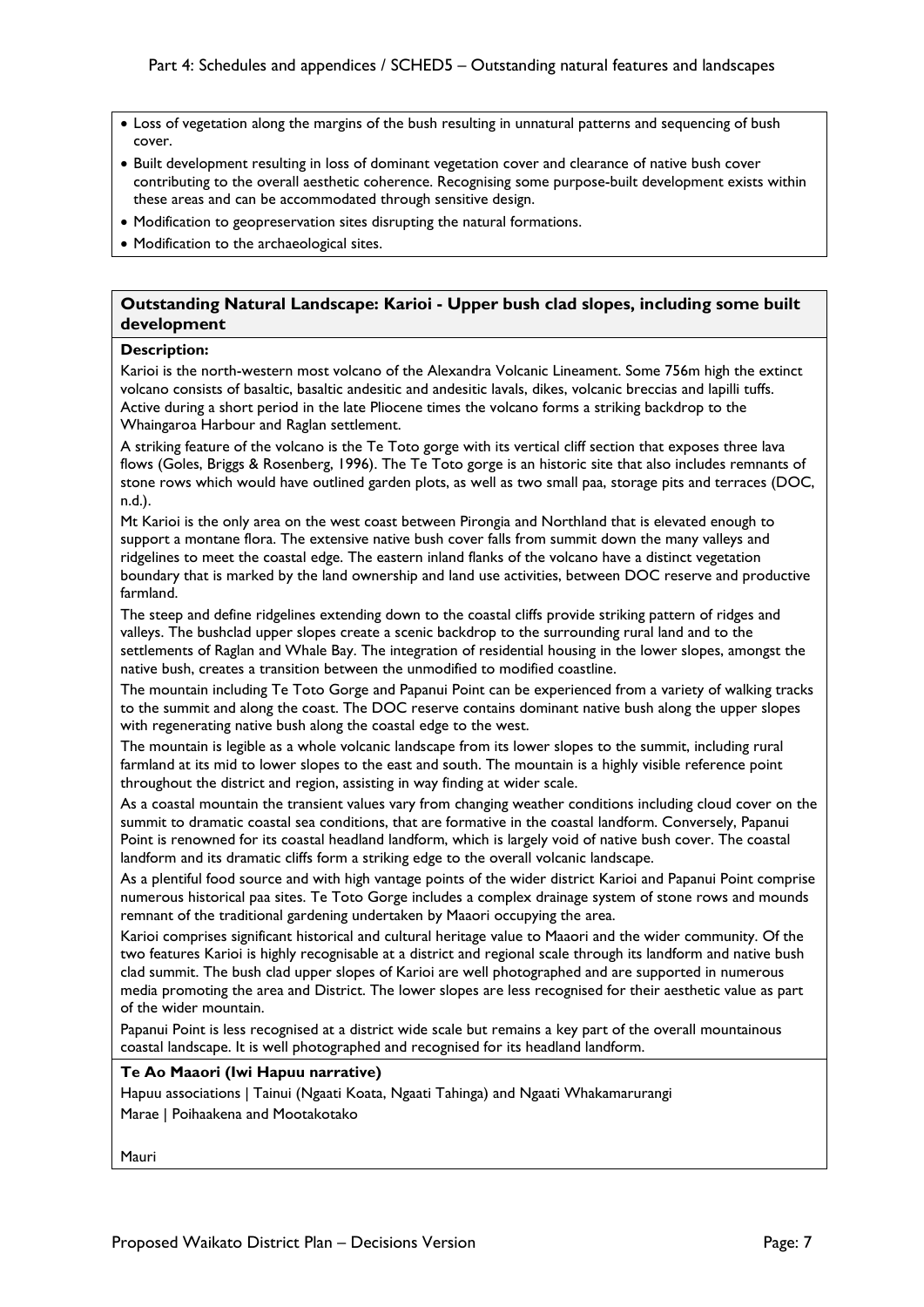- Loss of vegetation along the margins of the bush resulting in unnatural patterns and sequencing of bush cover.
- Built development resulting in loss of dominant vegetation cover and clearance of native bush cover contributing to the overall aesthetic coherence. Recognising some purpose-built development exists within these areas and can be accommodated through sensitive design.
- Modification to geopreservation sites disrupting the natural formations.
- Modification to the archaeological sites.

## Outstanding Natural Landscape: Karioi - Upper bush clad slopes, including some built development

**Description:**

Karioi is the north-western most volcano of the Alexandra Volcanic Lineament. Some 756m high the extinct volcano consists of basaltic, basaltic andesitic and andesitic lavals, dikes, volcanic breccias and lapilli tuffs. Active during a short period in the late Pliocene times the volcano forms a striking backdrop to the Whaingaroa Harbour and Raglan settlement.

A striking feature of the volcano is the Te Toto gorge with its vertical cliff section that exposes three lava flows (Goles, Briggs & Rosenberg, 1996). The Te Toto gorge is an historic site that also includes remnants of stone rows which would have outlined garden plots, as well as two small paa, storage pits and terraces (DOC, n.d.).

Mt Karioi is the only area on the west coast between Pirongia and Northland that is elevated enough to support a montane flora. The extensive native bush cover falls from summit down the many valleys and ridgelines to meet the coastal edge. The eastern inland flanks of the volcano have a distinct vegetation boundary that is marked by the land ownership and land use activities, between DOC reserve and productive farmland.

The steep and define ridgelines extending down to the coastal cliffs provide striking pattern of ridges and valleys. The bushclad upper slopes create a scenic backdrop to the surrounding rural land and to the settlements of Raglan and Whale Bay. The integration of residential housing in the lower slopes, amongst the native bush, creates a transition between the unmodified to modified coastline.

The mountain including Te Toto Gorge and Papanui Point can be experienced from a variety of walking tracks to the summit and along the coast. The DOC reserve contains dominant native bush along the upper slopes with regenerating native bush along the coastal edge to the west.

The mountain is legible as a whole volcanic landscape from its lower slopes to the summit, including rural farmland at its mid to lower slopes to the east and south. The mountain is a highly visible reference point throughout the district and region, assisting in way finding at wider scale.

As a coastal mountain the transient values vary from changing weather conditions including cloud cover on the summit to dramatic coastal sea conditions, that are formative in the coastal landform. Conversely, Papanui Point is renowned for its coastal headland landform, which is largely void of native bush cover. The coastal landform and its dramatic cliffs form a striking edge to the overall volcanic landscape.

As a plentiful food source and with high vantage points of the wider district Karioi and Papanui Point comprise numerous historical paa sites. Te Toto Gorge includes a complex drainage system of stone rows and mounds remnant of the traditional gardening undertaken by Maaori occupying the area.

Karioi comprises significant historical and cultural heritage value to Maaori and the wider community. Of the two features Karioi is highly recognisable at a district and regional scale through its landform and native bush clad summit. The bush clad upper slopes of Karioi are well photographed and are supported in numerous media promoting the area and District. The lower slopes are less recognised for their aesthetic value as part of the wider mountain.

Papanui Point is less recognised at a district wide scale but remains a key part of the overall mountainous coastal landscape. It is well photographed and recognised for its headland landform.

**Te Ao Maaori (Iwi Hapuu narrative)**

Hapuu associations | Tainui (Ngaati Koata, Ngaati Tahinga) and Ngaati Whakamarurangi

Marae | Poihaakena and Mootakotako

Mauri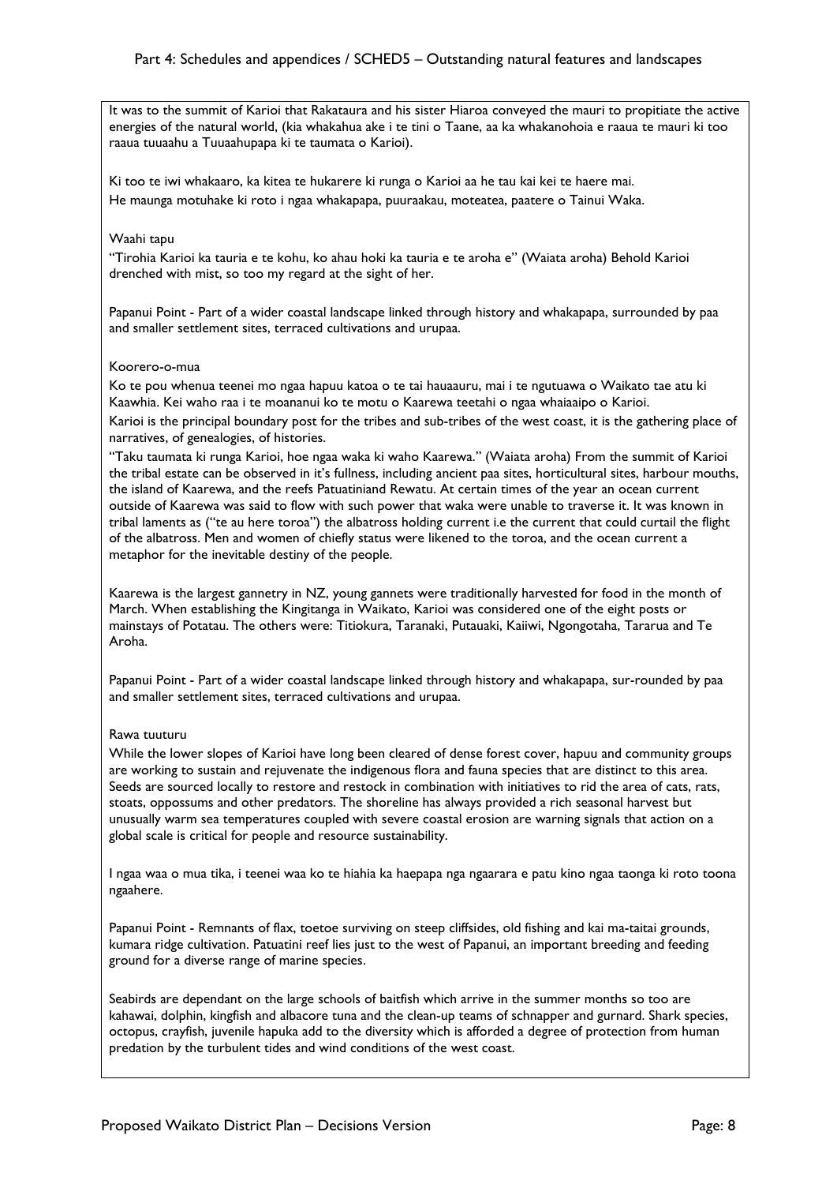It was to the summit of Karioi that Rakataura and his sister Hiaroa conveyed the mauri to propitiate the active energies of the natural world, (kia whakahua ake i te tini o Taane, aa ka whakanohoia e raaua te mauri ki too raaua tuuaahu a Tuuaahupapa ki te taumata o Karioi).

Ki too te iwi whakaaro, ka kitea te hukarere ki runga o Karioi aa he tau kai kei te haere mai.
He maunga motuhake ki roto i ngaa whakapapa, puuraakau, moteatea, paatere o Tainui Waka.

Waahi tapu

"Tirohia Karioi ka tauria e te kohu, ko ahau hoki ka tauria e te aroha e" (Waiata aroha) Behold Karioi drenched with mist, so too my regard at the sight of her.

Papanui Point - Part of a wider coastal landscape linked through history and whakapapa, surrounded by paa and smaller settlement sites, terraced cultivations and urupaa.

Koorero-o-mua

Ko te pou whenua teenei mo ngaa hapuu katoa o te tai hauaauru, mai i te ngutuawa o Waikato tae atu ki Kaawhia. Kei waho raa i te moananui ko te motu o Kaarewa teetahi o ngaa whaiaaipo o Karioi.
Karioi is the principal boundary post for the tribes and sub-tribes of the west coast, it is the gathering place of narratives, of genealogies, of histories.
"Taku taumata ki runga Karioi, hoe ngaa waka ki waho Kaarewa." (Waiata aroha) From the summit of Karioi the tribal estate can be observed in it's fullness, including ancient paa sites, horticultural sites, harbour mouths, the island of Kaarewa, and the reefs Patuatiniand Rewatu. At certain times of the year an ocean current outside of Kaarewa was said to flow with such power that waka were unable to traverse it. It was known in tribal laments as ("te au here toroa") the albatross holding current i.e the current that could curtail the flight of the albatross. Men and women of chiefly status were likened to the toroa, and the ocean current a metaphor for the inevitable destiny of the people.

Kaarewa is the largest gannetry in NZ, young gannets were traditionally harvested for food in the month of March. When establishing the Kingitanga in Waikato, Karioi was considered one of the eight posts or mainstays of Potatau. The others were: Titiokura, Taranaki, Putauaki, Kaiiwi, Ngongotaha, Tararua and Te Aroha.

Papanui Point - Part of a wider coastal landscape linked through history and whakapapa, sur-rounded by paa and smaller settlement sites, terraced cultivations and urupaa.

Rawa tuuturu

While the lower slopes of Karioi have long been cleared of dense forest cover, hapuu and community groups are working to sustain and rejuvenate the indigenous flora and fauna species that are distinct to this area. Seeds are sourced locally to restore and restock in combination with initiatives to rid the area of cats, rats, stoats, oppossums and other predators. The shoreline has always provided a rich seasonal harvest but unusually warm sea temperatures coupled with severe coastal erosion are warning signals that action on a global scale is critical for people and resource sustainability.

I ngaa waa o mua tika, i teenei waa ko te hiahia ka haepapa nga ngaarara e patu kino ngaa taonga ki roto toona ngaahere.

Papanui Point - Remnants of flax, toetoe surviving on steep cliffsides, old fishing and kai ma-taitai grounds, kumara ridge cultivation. Patuatini reef lies just to the west of Papanui, an important breeding and feeding ground for a diverse range of marine species.

Seabirds are dependant on the large schools of baitfish which arrive in the summer months so too are kahawai, dolphin, kingfish and albacore tuna and the clean-up teams of schnapper and gurnard. Shark species, octopus, crayfish, juvenile hapuka add to the diversity which is afforded a degree of protection from human predation by the turbulent tides and wind conditions of the west coast.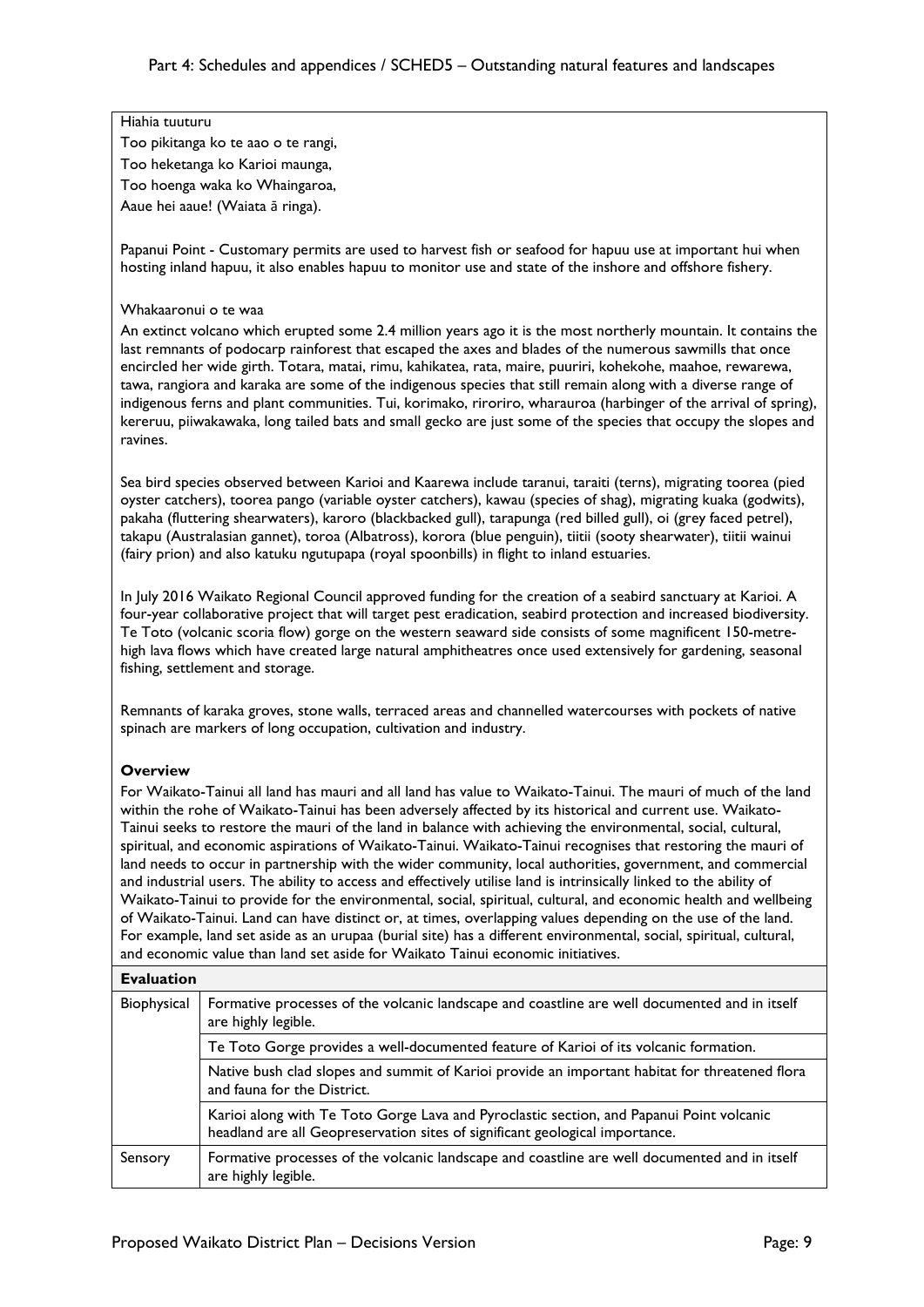Hiahia tuuturu

Too pikitanga ko te aao o te rangi,

Too heketanga ko Karioi maunga,

Too hoenga waka ko Whaingaroa,

Aaue hei aaue! (Waiata ā ringa).

Papanui Point - Customary permits are used to harvest fish or seafood for hapuu use at important hui when hosting inland hapuu, it also enables hapuu to monitor use and state of the inshore and offshore fishery.

Whakaaronui o te waa

An extinct volcano which erupted some 2.4 million years ago it is the most northerly mountain. It contains the last remnants of podocarp rainforest that escaped the axes and blades of the numerous sawmills that once encircled her wide girth. Totara, matai, rimu, kahikatea, rata, maire, puuriri, kohekohe, maahoe, rewarewa, tawa, rangiora and karaka are some of the indigenous species that still remain along with a diverse range of indigenous ferns and plant communities. Tui, korimako, riroriro, wharauroa (harbinger of the arrival of spring), kereruu, piiwakawaka, long tailed bats and small gecko are just some of the species that occupy the slopes and ravines.

Sea bird species observed between Karioi and Kaarewa include taranui, taraiti (terns), migrating toorea (pied oyster catchers), toorea pango (variable oyster catchers), kawau (species of shag), migrating kuaka (godwits), pakaha (fluttering shearwaters), karoro (blackbacked gull), tarapunga (red billed gull), oi (grey faced petrel), takapu (Australasian gannet), toroa (Albatross), korora (blue penguin), tiitii (sooty shearwater), tiitii wainui (fairy prion) and also katuku ngutupapa (royal spoonbills) in flight to inland estuaries.

In July 2016 Waikato Regional Council approved funding for the creation of a seabird sanctuary at Karioi. A four-year collaborative project that will target pest eradication, seabird protection and increased biodiversity. Te Toto (volcanic scoria flow) gorge on the western seaward side consists of some magnificent 150-metre-high lava flows which have created large natural amphitheatres once used extensively for gardening, seasonal fishing, settlement and storage.

Remnants of karaka groves, stone walls, terraced areas and channelled watercourses with pockets of native spinach are markers of long occupation, cultivation and industry.

**Overview**

For Waikato-Tainui all land has mauri and all land has value to Waikato-Tainui. The mauri of much of the land within the rohe of Waikato-Tainui has been adversely affected by its historical and current use. Waikato-Tainui seeks to restore the mauri of the land in balance with achieving the environmental, social, cultural, spiritual, and economic aspirations of Waikato-Tainui. Waikato-Tainui recognises that restoring the mauri of land needs to occur in partnership with the wider community, local authorities, government, and commercial and industrial users. The ability to access and effectively utilise land is intrinsically linked to the ability of Waikato-Tainui to provide for the environmental, social, spiritual, cultural, and economic health and wellbeing of Waikato-Tainui. Land can have distinct or, at times, overlapping values depending on the use of the land. For example, land set aside as an urupaa (burial site) has a different environmental, social, spiritual, cultural, and economic value than land set aside for Waikato Tainui economic initiatives.

| **Evaluation** | |
|---|---|
| Biophysical | Formative processes of the volcanic landscape and coastline are well documented and in itself are highly legible. |
| | Te Toto Gorge provides a well-documented feature of Karioi of its volcanic formation. |
| | Native bush clad slopes and summit of Karioi provide an important habitat for threatened flora and fauna for the District. |
| | Karioi along with Te Toto Gorge Lava and Pyroclastic section, and Papanui Point volcanic headland are all Geopreservation sites of significant geological importance. |
| Sensory | Formative processes of the volcanic landscape and coastline are well documented and in itself are highly legible. |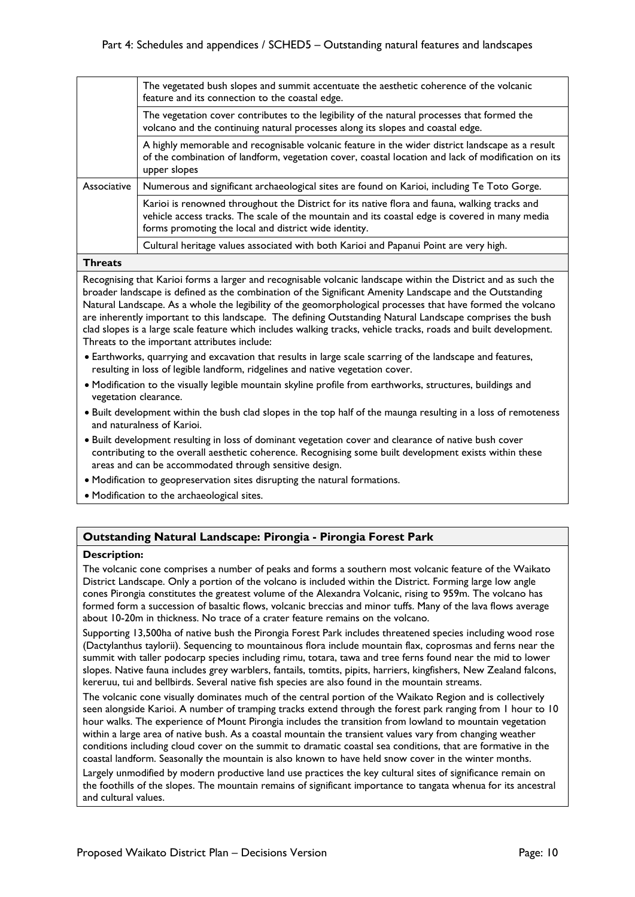|  |  |
| --- | --- |
|  | The vegetated bush slopes and summit accentuate the aesthetic coherence of the volcanic feature and its connection to the coastal edge. |
|  | The vegetation cover contributes to the legibility of the natural processes that formed the volcano and the continuing natural processes along its slopes and coastal edge. |
|  | A highly memorable and recognisable volcanic feature in the wider district landscape as a result of the combination of landform, vegetation cover, coastal location and lack of modification on its upper slopes |
| Associative | Numerous and significant archaeological sites are found on Karioi, including Te Toto Gorge. |
|  | Karioi is renowned throughout the District for its native flora and fauna, walking tracks and vehicle access tracks. The scale of the mountain and its coastal edge is covered in many media forms promoting the local and district wide identity. |
|  | Cultural heritage values associated with both Karioi and Papanui Point are very high. |

**Threats**

Recognising that Karioi forms a larger and recognisable volcanic landscape within the District and as such the broader landscape is defined as the combination of the Significant Amenity Landscape and the Outstanding Natural Landscape. As a whole the legibility of the geomorphological processes that have formed the volcano are inherently important to this landscape. The defining Outstanding Natural Landscape comprises the bush clad slopes is a large scale feature which includes walking tracks, vehicle tracks, roads and built development. Threats to the important attributes include:

- Earthworks, quarrying and excavation that results in large scale scarring of the landscape and features, resulting in loss of legible landform, ridgelines and native vegetation cover.
- Modification to the visually legible mountain skyline profile from earthworks, structures, buildings and vegetation clearance.
- Built development within the bush clad slopes in the top half of the maunga resulting in a loss of remoteness and naturalness of Karioi.
- Built development resulting in loss of dominant vegetation cover and clearance of native bush cover contributing to the overall aesthetic coherence. Recognising some built development exists within these areas and can be accommodated through sensitive design.
- Modification to geopreservation sites disrupting the natural formations.
- Modification to the archaeological sites.

## Outstanding Natural Landscape: Pirongia - Pirongia Forest Park

**Description:**

The volcanic cone comprises a number of peaks and forms a southern most volcanic feature of the Waikato District Landscape. Only a portion of the volcano is included within the District. Forming large low angle cones Pirongia constitutes the greatest volume of the Alexandra Volcanic, rising to 959m. The volcano has formed form a succession of basaltic flows, volcanic breccias and minor tuffs. Many of the lava flows average about 10-20m in thickness. No trace of a crater feature remains on the volcano.

Supporting 13,500ha of native bush the Pirongia Forest Park includes threatened species including wood rose (Dactylanthus taylorii). Sequencing to mountainous flora include mountain flax, coprosmas and ferns near the summit with taller podocarp species including rimu, totara, tawa and tree ferns found near the mid to lower slopes. Native fauna includes grey warblers, fantails, tomtits, pipits, harriers, kingfishers, New Zealand falcons, kereruu, tui and bellbirds. Several native fish species are also found in the mountain streams.

The volcanic cone visually dominates much of the central portion of the Waikato Region and is collectively seen alongside Karioi. A number of tramping tracks extend through the forest park ranging from 1 hour to 10 hour walks. The experience of Mount Pirongia includes the transition from lowland to mountain vegetation within a large area of native bush. As a coastal mountain the transient values vary from changing weather conditions including cloud cover on the summit to dramatic coastal sea conditions, that are formative in the coastal landform. Seasonally the mountain is also known to have held snow cover in the winter months.

Largely unmodified by modern productive land use practices the key cultural sites of significance remain on the foothills of the slopes. The mountain remains of significant importance to tangata whenua for its ancestral and cultural values.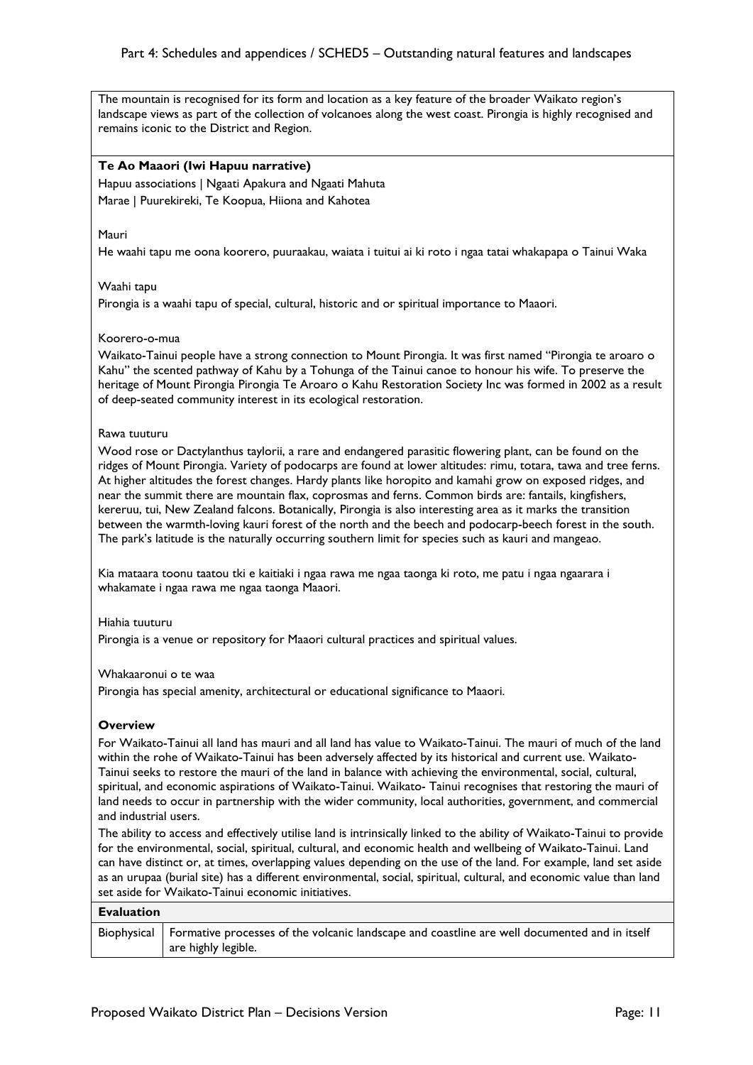The mountain is recognised for its form and location as a key feature of the broader Waikato region's landscape views as part of the collection of volcanoes along the west coast. Pirongia is highly recognised and remains iconic to the District and Region.

**Te Ao Maaori (Iwi Hapuu narrative)**

Hapuu associations | Ngaati Apakura and Ngaati Mahuta

Marae | Puurekireki, Te Koopua, Hiiona and Kahotea

Mauri

He waahi tapu me oona koorero, puuraakau, waiata i tuitui ai ki roto i ngaa tatai whakapapa o Tainui Waka

Waahi tapu

Pirongia is a waahi tapu of special, cultural, historic and or spiritual importance to Maaori.

Koorero-o-mua

Waikato-Tainui people have a strong connection to Mount Pirongia. It was first named "Pirongia te aroaro o Kahu" the scented pathway of Kahu by a Tohunga of the Tainui canoe to honour his wife. To preserve the heritage of Mount Pirongia Pirongia Te Aroaro o Kahu Restoration Society Inc was formed in 2002 as a result of deep-seated community interest in its ecological restoration.

Rawa tuuturu

Wood rose or Dactylanthus taylorii, a rare and endangered parasitic flowering plant, can be found on the ridges of Mount Pirongia. Variety of podocarps are found at lower altitudes: rimu, totara, tawa and tree ferns. At higher altitudes the forest changes. Hardy plants like horopito and kamahi grow on exposed ridges, and near the summit there are mountain flax, coprosmas and ferns. Common birds are: fantails, kingfishers, kereruu, tui, New Zealand falcons. Botanically, Pirongia is also interesting area as it marks the transition between the warmth-loving kauri forest of the north and the beech and podocarp-beech forest in the south. The park's latitude is the naturally occurring southern limit for species such as kauri and mangeao.

Kia mataara toonu taatou tki e kaitiaki i ngaa rawa me ngaa taonga ki roto, me patu i ngaa ngaarara i whakamate i ngaa rawa me ngaa taonga Maaori.

Hiahia tuuturu

Pirongia is a venue or repository for Maaori cultural practices and spiritual values.

Whakaaronui o te waa

Pirongia has special amenity, architectural or educational significance to Maaori.

**Overview**

For Waikato-Tainui all land has mauri and all land has value to Waikato-Tainui. The mauri of much of the land within the rohe of Waikato-Tainui has been adversely affected by its historical and current use. Waikato-Tainui seeks to restore the mauri of the land in balance with achieving the environmental, social, cultural, spiritual, and economic aspirations of Waikato-Tainui. Waikato- Tainui recognises that restoring the mauri of land needs to occur in partnership with the wider community, local authorities, government, and commercial and industrial users.

The ability to access and effectively utilise land is intrinsically linked to the ability of Waikato-Tainui to provide for the environmental, social, spiritual, cultural, and economic health and wellbeing of Waikato-Tainui. Land can have distinct or, at times, overlapping values depending on the use of the land. For example, land set aside as an urupaa (burial site) has a different environmental, social, spiritual, cultural, and economic value than land set aside for Waikato-Tainui economic initiatives.

| **Evaluation** | |
|---|---|
| Biophysical | Formative processes of the volcanic landscape and coastline are well documented and in itself are highly legible. |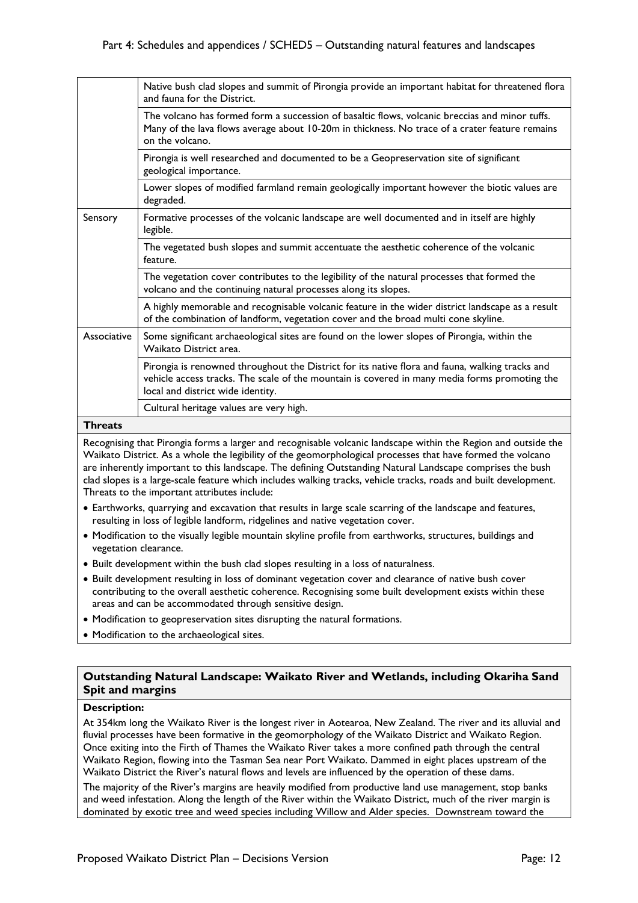| | |
|---|---|
| | Native bush clad slopes and summit of Pirongia provide an important habitat for threatened flora and fauna for the District. |
| | The volcano has formed form a succession of basaltic flows, volcanic breccias and minor tuffs. Many of the lava flows average about 10-20m in thickness. No trace of a crater feature remains on the volcano. |
| | Pirongia is well researched and documented to be a Geopreservation site of significant geological importance. |
| | Lower slopes of modified farmland remain geologically important however the biotic values are degraded. |
| Sensory | Formative processes of the volcanic landscape are well documented and in itself are highly legible. |
| | The vegetated bush slopes and summit accentuate the aesthetic coherence of the volcanic feature. |
| | The vegetation cover contributes to the legibility of the natural processes that formed the volcano and the continuing natural processes along its slopes. |
| | A highly memorable and recognisable volcanic feature in the wider district landscape as a result of the combination of landform, vegetation cover and the broad multi cone skyline. |
| Associative | Some significant archaeological sites are found on the lower slopes of Pirongia, within the Waikato District area. |
| | Pirongia is renowned throughout the District for its native flora and fauna, walking tracks and vehicle access tracks. The scale of the mountain is covered in many media forms promoting the local and district wide identity. |
| | Cultural heritage values are very high. |

**Threats**

Recognising that Pirongia forms a larger and recognisable volcanic landscape within the Region and outside the Waikato District. As a whole the legibility of the geomorphological processes that have formed the volcano are inherently important to this landscape. The defining Outstanding Natural Landscape comprises the bush clad slopes is a large-scale feature which includes walking tracks, vehicle tracks, roads and built development. Threats to the important attributes include:

- Earthworks, quarrying and excavation that results in large scale scarring of the landscape and features, resulting in loss of legible landform, ridgelines and native vegetation cover.
- Modification to the visually legible mountain skyline profile from earthworks, structures, buildings and vegetation clearance.
- Built development within the bush clad slopes resulting in a loss of naturalness.
- Built development resulting in loss of dominant vegetation cover and clearance of native bush cover contributing to the overall aesthetic coherence. Recognising some built development exists within these areas and can be accommodated through sensitive design.
- Modification to geopreservation sites disrupting the natural formations.
- Modification to the archaeological sites.

## Outstanding Natural Landscape: Waikato River and Wetlands, including Okariha Sand Spit and margins

**Description:**

At 354km long the Waikato River is the longest river in Aotearoa, New Zealand. The river and its alluvial and fluvial processes have been formative in the geomorphology of the Waikato District and Waikato Region. Once exiting into the Firth of Thames the Waikato River takes a more confined path through the central Waikato Region, flowing into the Tasman Sea near Port Waikato. Dammed in eight places upstream of the Waikato District the River's natural flows and levels are influenced by the operation of these dams.

The majority of the River's margins are heavily modified from productive land use management, stop banks and weed infestation. Along the length of the River within the Waikato District, much of the river margin is dominated by exotic tree and weed species including Willow and Alder species. Downstream toward the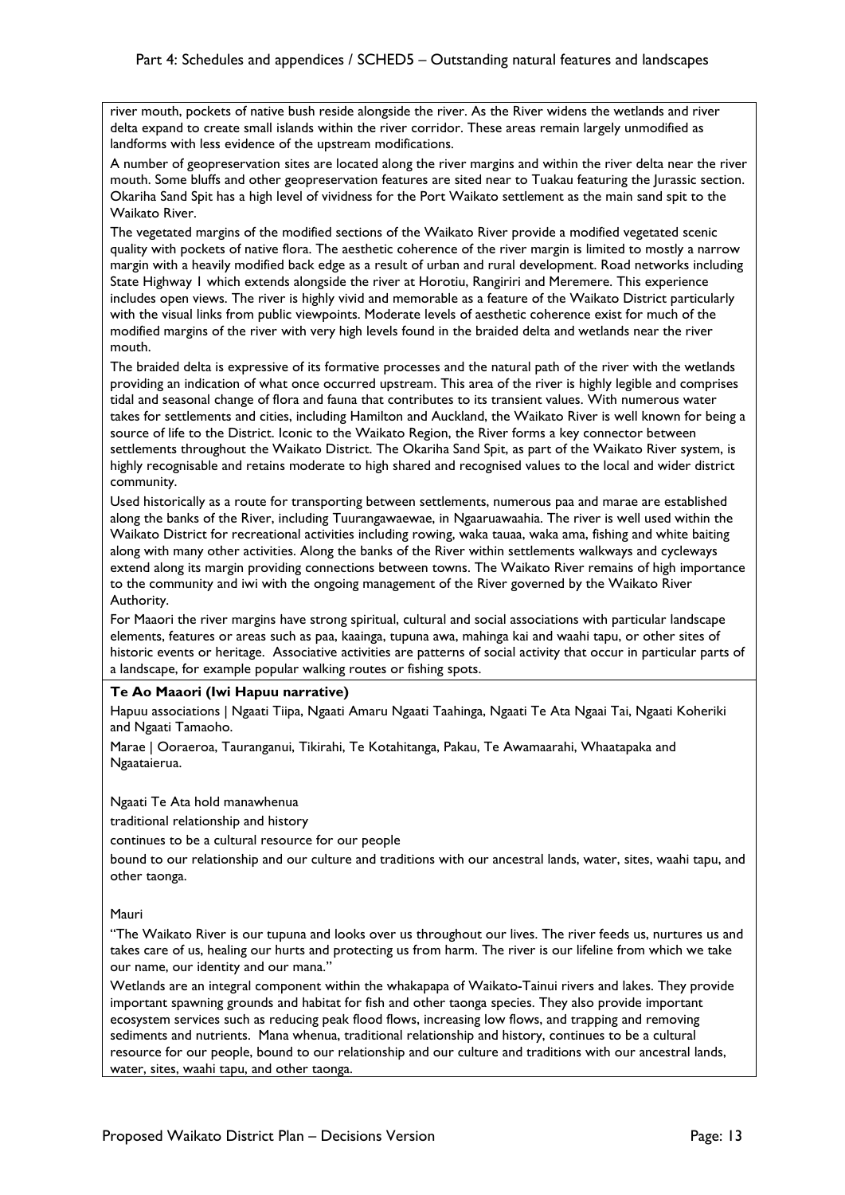river mouth, pockets of native bush reside alongside the river. As the River widens the wetlands and river delta expand to create small islands within the river corridor. These areas remain largely unmodified as landforms with less evidence of the upstream modifications.

A number of geopreservation sites are located along the river margins and within the river delta near the river mouth. Some bluffs and other geopreservation features are sited near to Tuakau featuring the Jurassic section. Okariha Sand Spit has a high level of vividness for the Port Waikato settlement as the main sand spit to the Waikato River.

The vegetated margins of the modified sections of the Waikato River provide a modified vegetated scenic quality with pockets of native flora. The aesthetic coherence of the river margin is limited to mostly a narrow margin with a heavily modified back edge as a result of urban and rural development. Road networks including State Highway 1 which extends alongside the river at Horotiu, Rangiriri and Meremere. This experience includes open views. The river is highly vivid and memorable as a feature of the Waikato District particularly with the visual links from public viewpoints. Moderate levels of aesthetic coherence exist for much of the modified margins of the river with very high levels found in the braided delta and wetlands near the river mouth.

The braided delta is expressive of its formative processes and the natural path of the river with the wetlands providing an indication of what once occurred upstream. This area of the river is highly legible and comprises tidal and seasonal change of flora and fauna that contributes to its transient values. With numerous water takes for settlements and cities, including Hamilton and Auckland, the Waikato River is well known for being a source of life to the District. Iconic to the Waikato Region, the River forms a key connector between settlements throughout the Waikato District. The Okariha Sand Spit, as part of the Waikato River system, is highly recognisable and retains moderate to high shared and recognised values to the local and wider district community.

Used historically as a route for transporting between settlements, numerous paa and marae are established along the banks of the River, including Tuurangawaewae, in Ngaaruawaahia. The river is well used within the Waikato District for recreational activities including rowing, waka tauaa, waka ama, fishing and white baiting along with many other activities. Along the banks of the River within settlements walkways and cycleways extend along its margin providing connections between towns. The Waikato River remains of high importance to the community and iwi with the ongoing management of the River governed by the Waikato River Authority.

For Maaori the river margins have strong spiritual, cultural and social associations with particular landscape elements, features or areas such as paa, kaainga, tupuna awa, mahinga kai and waahi tapu, or other sites of historic events or heritage. Associative activities are patterns of social activity that occur in particular parts of a landscape, for example popular walking routes or fishing spots.

**Te Ao Maaori (Iwi Hapuu narrative)**

Hapuu associations | Ngaati Tiipa, Ngaati Amaru Ngaati Taahinga, Ngaati Te Ata Ngaai Tai, Ngaati Koheriki and Ngaati Tamaoho.

Marae | Ooraeroa, Tauranganui, Tikirahi, Te Kotahitanga, Pakau, Te Awamaarahi, Whaatapaka and Ngaataierua.

Ngaati Te Ata hold manawhenua

traditional relationship and history

continues to be a cultural resource for our people

bound to our relationship and our culture and traditions with our ancestral lands, water, sites, waahi tapu, and other taonga.

Mauri

"The Waikato River is our tupuna and looks over us throughout our lives. The river feeds us, nurtures us and takes care of us, healing our hurts and protecting us from harm. The river is our lifeline from which we take our name, our identity and our mana."

Wetlands are an integral component within the whakapapa of Waikato-Tainui rivers and lakes. They provide important spawning grounds and habitat for fish and other taonga species. They also provide important ecosystem services such as reducing peak flood flows, increasing low flows, and trapping and removing sediments and nutrients. Mana whenua, traditional relationship and history, continues to be a cultural resource for our people, bound to our relationship and our culture and traditions with our ancestral lands, water, sites, waahi tapu, and other taonga.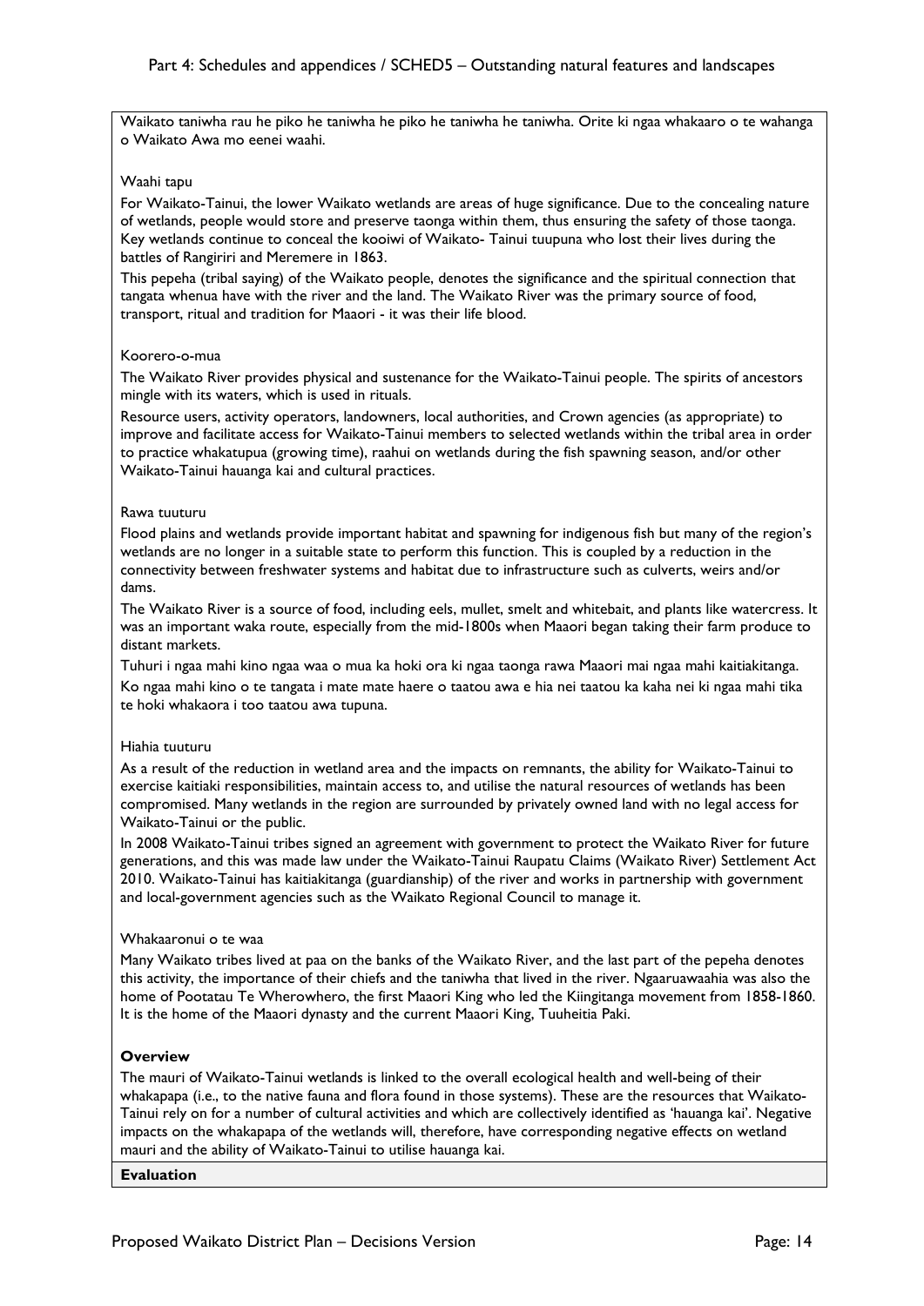Waikato taniwha rau he piko he taniwha he piko he taniwha he taniwha. Orite ki ngaa whakaaro o te wahanga o Waikato Awa mo eenei waahi.

Waahi tapu

For Waikato-Tainui, the lower Waikato wetlands are areas of huge significance. Due to the concealing nature of wetlands, people would store and preserve taonga within them, thus ensuring the safety of those taonga. Key wetlands continue to conceal the kooiwi of Waikato- Tainui tuupuna who lost their lives during the battles of Rangiriri and Meremere in 1863.

This pepeha (tribal saying) of the Waikato people, denotes the significance and the spiritual connection that tangata whenua have with the river and the land. The Waikato River was the primary source of food, transport, ritual and tradition for Maaori - it was their life blood.

Koorero-o-mua

The Waikato River provides physical and sustenance for the Waikato-Tainui people. The spirits of ancestors mingle with its waters, which is used in rituals.

Resource users, activity operators, landowners, local authorities, and Crown agencies (as appropriate) to improve and facilitate access for Waikato-Tainui members to selected wetlands within the tribal area in order to practice whakatupua (growing time), raahui on wetlands during the fish spawning season, and/or other Waikato-Tainui hauanga kai and cultural practices.

Rawa tuuturu

Flood plains and wetlands provide important habitat and spawning for indigenous fish but many of the region's wetlands are no longer in a suitable state to perform this function. This is coupled by a reduction in the connectivity between freshwater systems and habitat due to infrastructure such as culverts, weirs and/or dams.

The Waikato River is a source of food, including eels, mullet, smelt and whitebait, and plants like watercress. It was an important waka route, especially from the mid-1800s when Maaori began taking their farm produce to distant markets.

Tuhuri i ngaa mahi kino ngaa waa o mua ka hoki ora ki ngaa taonga rawa Maaori mai ngaa mahi kaitiakitanga.

Ko ngaa mahi kino o te tangata i mate mate haere o taatou awa e hia nei taatou ka kaha nei ki ngaa mahi tika te hoki whakaora i too taatou awa tupuna.

Hiahia tuuturu

As a result of the reduction in wetland area and the impacts on remnants, the ability for Waikato-Tainui to exercise kaitiaki responsibilities, maintain access to, and utilise the natural resources of wetlands has been compromised. Many wetlands in the region are surrounded by privately owned land with no legal access for Waikato-Tainui or the public.

In 2008 Waikato-Tainui tribes signed an agreement with government to protect the Waikato River for future generations, and this was made law under the Waikato-Tainui Raupatu Claims (Waikato River) Settlement Act 2010. Waikato-Tainui has kaitiakitanga (guardianship) of the river and works in partnership with government and local-government agencies such as the Waikato Regional Council to manage it.

Whakaaronui o te waa

Many Waikato tribes lived at paa on the banks of the Waikato River, and the last part of the pepeha denotes this activity, the importance of their chiefs and the taniwha that lived in the river. Ngaaruawaahia was also the home of Pootatau Te Wherowhero, the first Maaori King who led the Kiingitanga movement from 1858-1860. It is the home of the Maaori dynasty and the current Maaori King, Tuuheitia Paki.

**Overview**

The mauri of Waikato-Tainui wetlands is linked to the overall ecological health and well-being of their whakapapa (i.e., to the native fauna and flora found in those systems). These are the resources that Waikato-Tainui rely on for a number of cultural activities and which are collectively identified as 'hauanga kai'. Negative impacts on the whakapapa of the wetlands will, therefore, have corresponding negative effects on wetland mauri and the ability of Waikato-Tainui to utilise hauanga kai.

**Evaluation**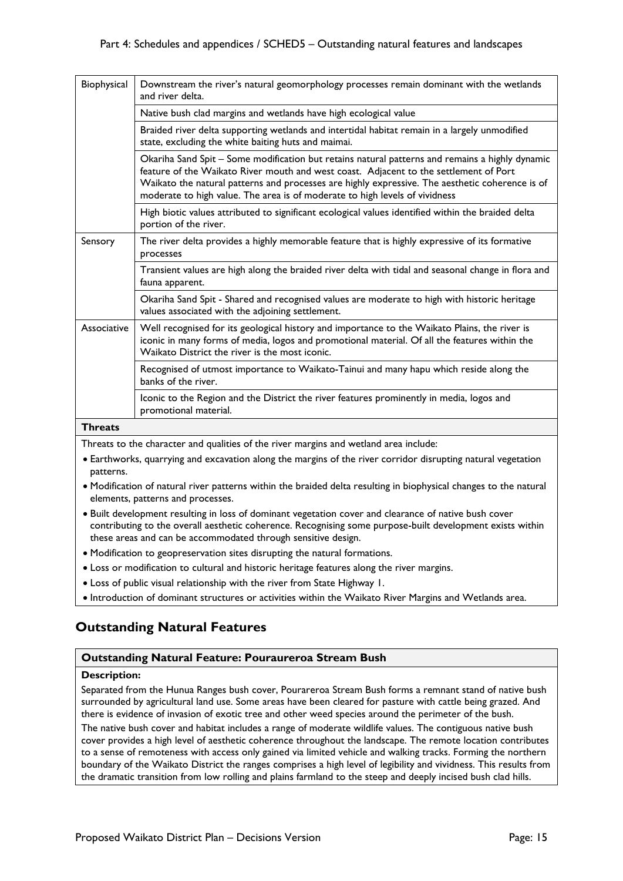| | |
|---|---|
| Biophysical | Downstream the river's natural geomorphology processes remain dominant with the wetlands and river delta. |
| | Native bush clad margins and wetlands have high ecological value |
| | Braided river delta supporting wetlands and intertidal habitat remain in a largely unmodified state, excluding the white baiting huts and maimai. |
| | Okariha Sand Spit – Some modification but retains natural patterns and remains a highly dynamic feature of the Waikato River mouth and west coast. Adjacent to the settlement of Port Waikato the natural patterns and processes are highly expressive. The aesthetic coherence is of moderate to high value. The area is of moderate to high levels of vividness |
| | High biotic values attributed to significant ecological values identified within the braided delta portion of the river. |
| Sensory | The river delta provides a highly memorable feature that is highly expressive of its formative processes |
| | Transient values are high along the braided river delta with tidal and seasonal change in flora and fauna apparent. |
| | Okariha Sand Spit - Shared and recognised values are moderate to high with historic heritage values associated with the adjoining settlement. |
| Associative | Well recognised for its geological history and importance to the Waikato Plains, the river is iconic in many forms of media, logos and promotional material. Of all the features within the Waikato District the river is the most iconic. |
| | Recognised of utmost importance to Waikato-Tainui and many hapu which reside along the banks of the river. |
| | Iconic to the Region and the District the river features prominently in media, logos and promotional material. |

**Threats**

Threats to the character and qualities of the river margins and wetland area include:

- Earthworks, quarrying and excavation along the margins of the river corridor disrupting natural vegetation patterns.
- Modification of natural river patterns within the braided delta resulting in biophysical changes to the natural elements, patterns and processes.
- Built development resulting in loss of dominant vegetation cover and clearance of native bush cover contributing to the overall aesthetic coherence. Recognising some purpose-built development exists within these areas and can be accommodated through sensitive design.
- Modification to geopreservation sites disrupting the natural formations.
- Loss or modification to cultural and historic heritage features along the river margins.
- Loss of public visual relationship with the river from State Highway 1.
- Introduction of dominant structures or activities within the Waikato River Margins and Wetlands area.

## Outstanding Natural Features

### Outstanding Natural Feature: Pouraureroa Stream Bush

**Description:**

Separated from the Hunua Ranges bush cover, Pourarerera Stream Bush forms a remnant stand of native bush surrounded by agricultural land use. Some areas have been cleared for pasture with cattle being grazed. And there is evidence of invasion of exotic tree and other weed species around the perimeter of the bush.

The native bush cover and habitat includes a range of moderate wildlife values. The contiguous native bush cover provides a high level of aesthetic coherence throughout the landscape. The remote location contributes to a sense of remoteness with access only gained via limited vehicle and walking tracks. Forming the northern boundary of the Waikato District the ranges comprises a high level of legibility and vividness. This results from the dramatic transition from low rolling and plains farmland to the steep and deeply incised bush clad hills.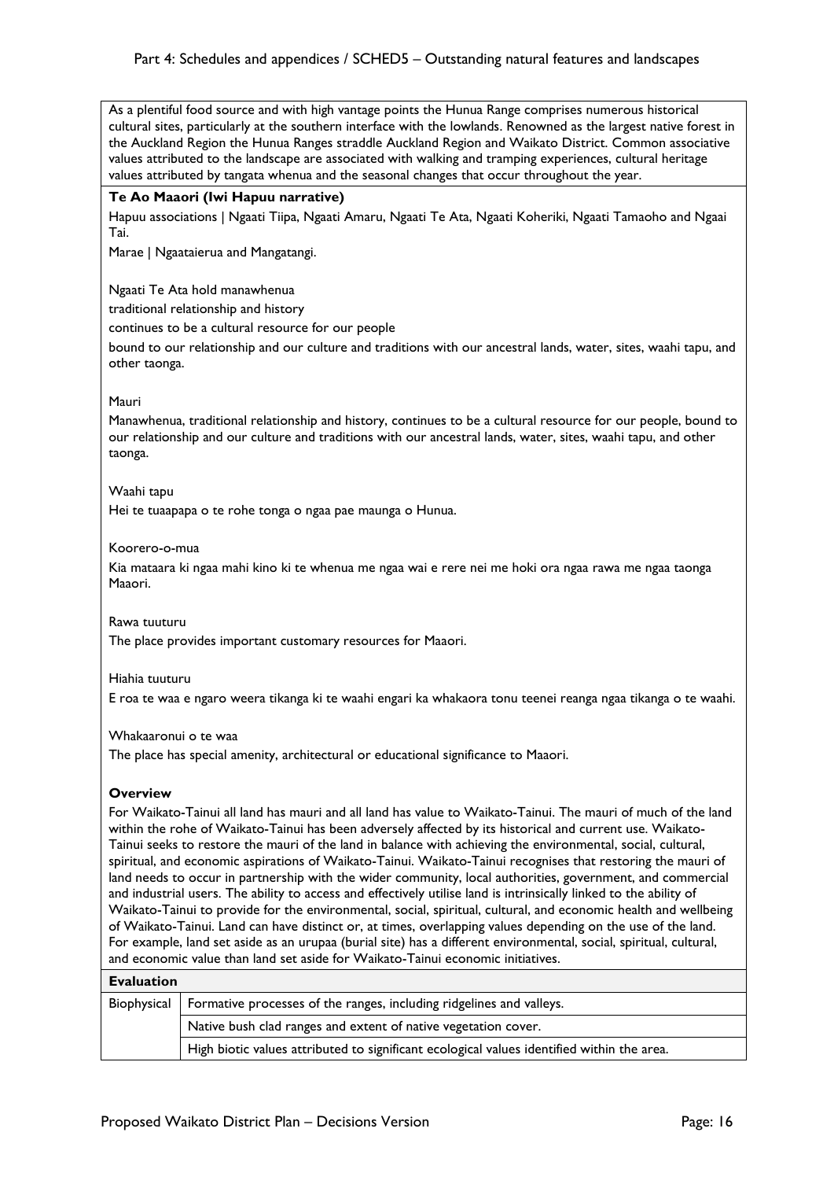As a plentiful food source and with high vantage points the Hunua Range comprises numerous historical cultural sites, particularly at the southern interface with the lowlands. Renowned as the largest native forest in the Auckland Region the Hunua Ranges straddle Auckland Region and Waikato District. Common associative values attributed to the landscape are associated with walking and tramping experiences, cultural heritage values attributed by tangata whenua and the seasonal changes that occur throughout the year.

**Te Ao Maaori (Iwi Hapuu narrative)**

Hapuu associations | Ngaati Tiipa, Ngaati Amaru, Ngaati Te Ata, Ngaati Koheriki, Ngaati Tamaoho and Ngaai Tai.

Marae | Ngaataierua and Mangatangi.

Ngaati Te Ata hold manawhenua

traditional relationship and history

continues to be a cultural resource for our people

bound to our relationship and our culture and traditions with our ancestral lands, water, sites, waahi tapu, and other taonga.

Mauri

Manawhenua, traditional relationship and history, continues to be a cultural resource for our people, bound to our relationship and our culture and traditions with our ancestral lands, water, sites, waahi tapu, and other taonga.

Waahi tapu

Hei te tuaapapa o te rohe tonga o ngaa pae maunga o Hunua.

Koorero-o-mua

Kia mataara ki ngaa mahi kino ki te whenua me ngaa wai e rere nei me hoki ora ngaa rawa me ngaa taonga Maaori.

Rawa tuuturu

The place provides important customary resources for Maaori.

Hiahia tuuturu

E roa te waa e ngaro weera tikanga ki te waahi engari ka whakaora tonu teenei reanga ngaa tikanga o te waahi.

Whakaaronui o te waa

The place has special amenity, architectural or educational significance to Maaori.

**Overview**

For Waikato-Tainui all land has mauri and all land has value to Waikato-Tainui. The mauri of much of the land within the rohe of Waikato-Tainui has been adversely affected by its historical and current use. Waikato-Tainui seeks to restore the mauri of the land in balance with achieving the environmental, social, cultural, spiritual, and economic aspirations of Waikato-Tainui. Waikato-Tainui recognises that restoring the mauri of land needs to occur in partnership with the wider community, local authorities, government, and commercial and industrial users. The ability to access and effectively utilise land is intrinsically linked to the ability of Waikato-Tainui to provide for the environmental, social, spiritual, cultural, and economic health and wellbeing of Waikato-Tainui. Land can have distinct or, at times, overlapping values depending on the use of the land. For example, land set aside as an urupaa (burial site) has a different environmental, social, spiritual, cultural, and economic value than land set aside for Waikato-Tainui economic initiatives.

| **Evaluation** | |
|---|---|
| Biophysical | Formative processes of the ranges, including ridgelines and valleys. |
| | Native bush clad ranges and extent of native vegetation cover. |
| | High biotic values attributed to significant ecological values identified within the area. |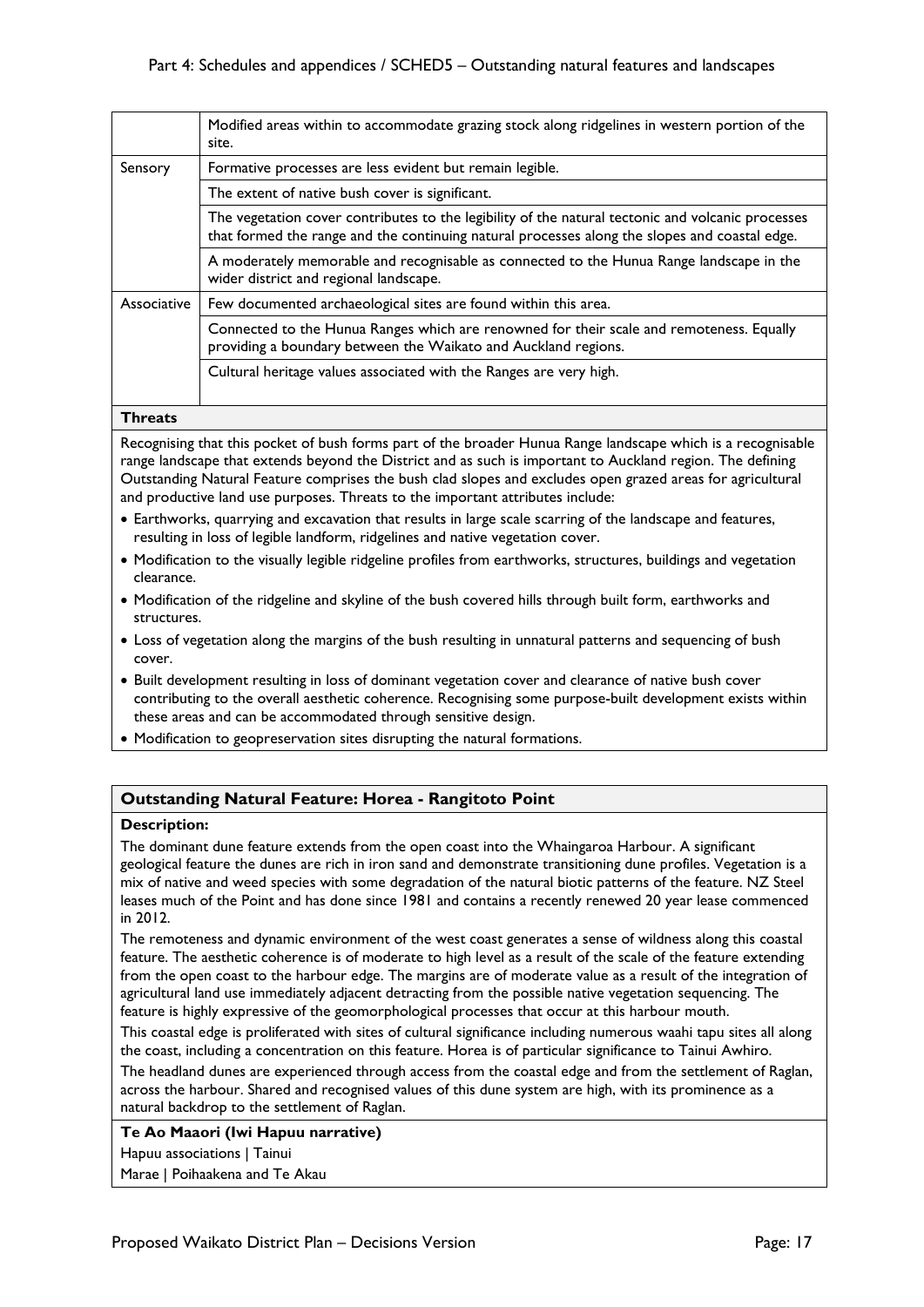| | |
|---|---|
| | Modified areas within to accommodate grazing stock along ridgelines in western portion of the site. |
| Sensory | Formative processes are less evident but remain legible. |
| | The extent of native bush cover is significant. |
| | The vegetation cover contributes to the legibility of the natural tectonic and volcanic processes that formed the range and the continuing natural processes along the slopes and coastal edge. |
| | A moderately memorable and recognisable as connected to the Hunua Range landscape in the wider district and regional landscape. |
| Associative | Few documented archaeological sites are found within this area. |
| | Connected to the Hunua Ranges which are renowned for their scale and remoteness. Equally providing a boundary between the Waikato and Auckland regions. |
| | Cultural heritage values associated with the Ranges are very high. |

**Threats**

Recognising that this pocket of bush forms part of the broader Hunua Range landscape which is a recognisable range landscape that extends beyond the District and as such is important to Auckland region. The defining Outstanding Natural Feature comprises the bush clad slopes and excludes open grazed areas for agricultural and productive land use purposes. Threats to the important attributes include:

- Earthworks, quarrying and excavation that results in large scale scarring of the landscape and features, resulting in loss of legible landform, ridgelines and native vegetation cover.
- Modification to the visually legible ridgeline profiles from earthworks, structures, buildings and vegetation clearance.
- Modification of the ridgeline and skyline of the bush covered hills through built form, earthworks and structures.
- Loss of vegetation along the margins of the bush resulting in unnatural patterns and sequencing of bush cover.
- Built development resulting in loss of dominant vegetation cover and clearance of native bush cover contributing to the overall aesthetic coherence. Recognising some purpose-built development exists within these areas and can be accommodated through sensitive design.
- Modification to geopreservation sites disrupting the natural formations.

## Outstanding Natural Feature: Horea - Rangitoto Point

**Description:**

The dominant dune feature extends from the open coast into the Whaingaroa Harbour. A significant geological feature the dunes are rich in iron sand and demonstrate transitioning dune profiles. Vegetation is a mix of native and weed species with some degradation of the natural biotic patterns of the feature. NZ Steel leases much of the Point and has done since 1981 and contains a recently renewed 20 year lease commenced in 2012.

The remoteness and dynamic environment of the west coast generates a sense of wildness along this coastal feature. The aesthetic coherence is of moderate to high level as a result of the scale of the feature extending from the open coast to the harbour edge. The margins are of moderate value as a result of the integration of agricultural land use immediately adjacent detracting from the possible native vegetation sequencing. The feature is highly expressive of the geomorphological processes that occur at this harbour mouth.

This coastal edge is proliferated with sites of cultural significance including numerous waahi tapu sites all along the coast, including a concentration on this feature. Horea is of particular significance to Tainui Awhiro.

The headland dunes are experienced through access from the coastal edge and from the settlement of Raglan, across the harbour. Shared and recognised values of this dune system are high, with its prominence as a natural backdrop to the settlement of Raglan.

**Te Ao Maaori (Iwi Hapuu narrative)**

Hapuu associations | Tainui

Marae | Poihaakena and Te Akau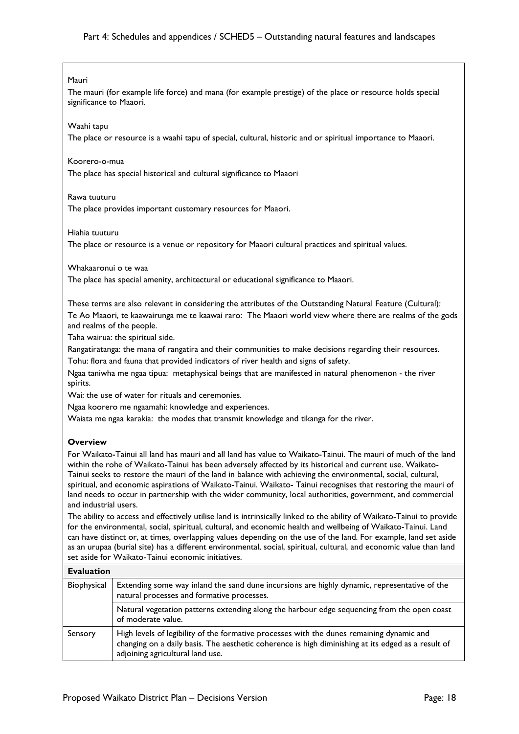Mauri

The mauri (for example life force) and mana (for example prestige) of the place or resource holds special significance to Maaori.

Waahi tapu

The place or resource is a waahi tapu of special, cultural, historic and or spiritual importance to Maaori.

Koorero-o-mua

The place has special historical and cultural significance to Maaori

Rawa tuuturu

The place provides important customary resources for Maaori.

Hiahia tuuturu

The place or resource is a venue or repository for Maaori cultural practices and spiritual values.

Whakaaronui o te waa

The place has special amenity, architectural or educational significance to Maaori.

These terms are also relevant in considering the attributes of the Outstanding Natural Feature (Cultural):

Te Ao Maaori, te kaawairunga me te kaawai raro: The Maaori world view where there are realms of the gods and realms of the people.

Taha wairua: the spiritual side.

Rangatiratanga: the mana of rangatira and their communities to make decisions regarding their resources.

Tohu: flora and fauna that provided indicators of river health and signs of safety.

Ngaa taniwha me ngaa tipua: metaphysical beings that are manifested in natural phenomenon - the river spirits.

Wai: the use of water for rituals and ceremonies.

Ngaa koorero me ngaamahi: knowledge and experiences.

Waiata me ngaa karakia: the modes that transmit knowledge and tikanga for the river.

**Overview**

For Waikato-Tainui all land has mauri and all land has value to Waikato-Tainui. The mauri of much of the land within the rohe of Waikato-Tainui has been adversely affected by its historical and current use. Waikato-Tainui seeks to restore the mauri of the land in balance with achieving the environmental, social, cultural, spiritual, and economic aspirations of Waikato-Tainui. Waikato- Tainui recognises that restoring the mauri of land needs to occur in partnership with the wider community, local authorities, government, and commercial and industrial users.

The ability to access and effectively utilise land is intrinsically linked to the ability of Waikato-Tainui to provide for the environmental, social, spiritual, cultural, and economic health and wellbeing of Waikato-Tainui. Land can have distinct or, at times, overlapping values depending on the use of the land. For example, land set aside as an urupaa (burial site) has a different environmental, social, spiritual, cultural, and economic value than land set aside for Waikato-Tainui economic initiatives.

| **Evaluation** | |
|---|---|
| Biophysical | Extending some way inland the sand dune incursions are highly dynamic, representative of the natural processes and formative processes. |
| | Natural vegetation patterns extending along the harbour edge sequencing from the open coast of moderate value. |
| Sensory | High levels of legibility of the formative processes with the dunes remaining dynamic and changing on a daily basis. The aesthetic coherence is high diminishing at its edged as a result of adjoining agricultural land use. |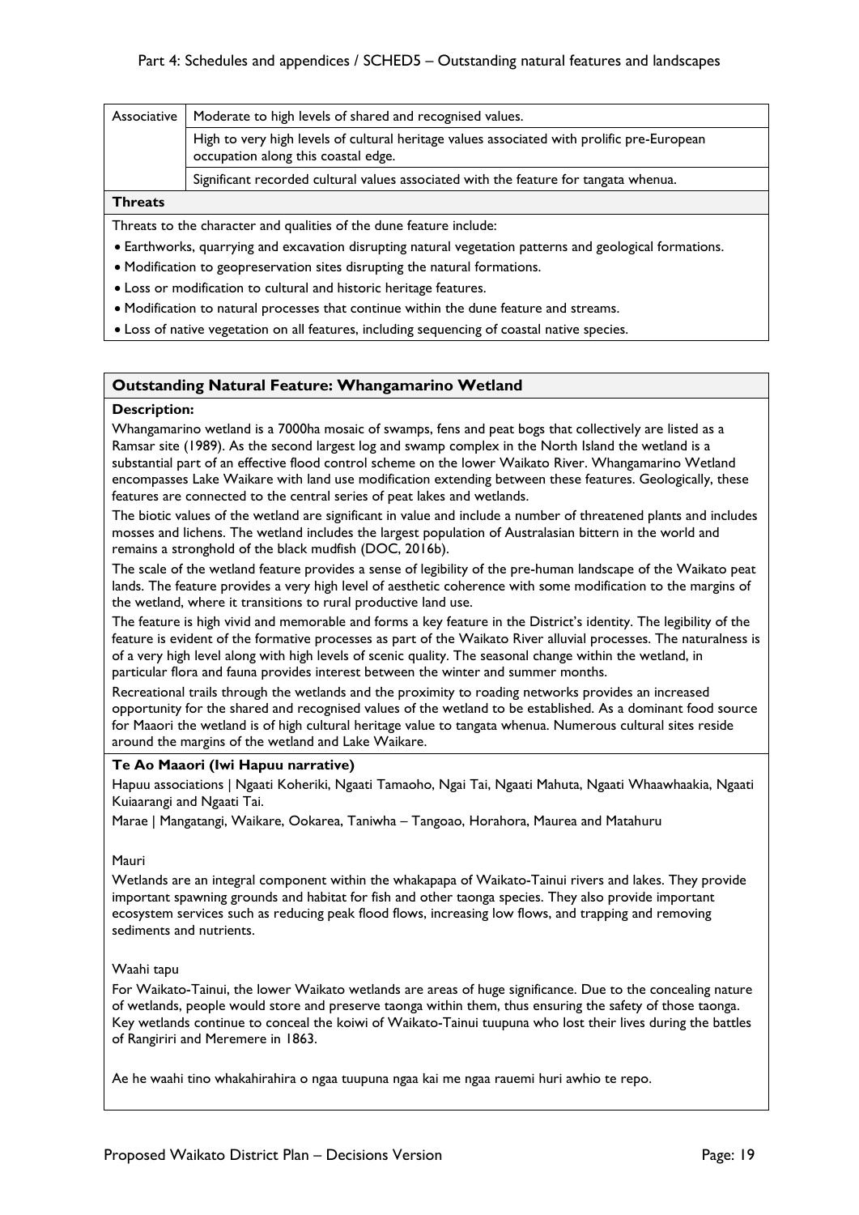| Associative | Moderate to high levels of shared and recognised values. |
| --- | --- |
| | High to very high levels of cultural heritage values associated with prolific pre-European occupation along this coastal edge. |
| | Significant recorded cultural values associated with the feature for tangata whenua. |

**Threats**

Threats to the character and qualities of the dune feature include:

- Earthworks, quarrying and excavation disrupting natural vegetation patterns and geological formations.
- Modification to geopreservation sites disrupting the natural formations.
- Loss or modification to cultural and historic heritage features.
- Modification to natural processes that continue within the dune feature and streams.
- Loss of native vegetation on all features, including sequencing of coastal native species.

## Outstanding Natural Feature: Whangamarino Wetland

**Description:**

Whangamarino wetland is a 7000ha mosaic of swamps, fens and peat bogs that collectively are listed as a Ramsar site (1989). As the second largest log and swamp complex in the North Island the wetland is a substantial part of an effective flood control scheme on the lower Waikato River. Whangamarino Wetland encompasses Lake Waikare with land use modification extending between these features. Geologically, these features are connected to the central series of peat lakes and wetlands.

The biotic values of the wetland are significant in value and include a number of threatened plants and includes mosses and lichens. The wetland includes the largest population of Australasian bittern in the world and remains a stronghold of the black mudfish (DOC, 2016b).

The scale of the wetland feature provides a sense of legibility of the pre-human landscape of the Waikato peat lands. The feature provides a very high level of aesthetic coherence with some modification to the margins of the wetland, where it transitions to rural productive land use.

The feature is high vivid and memorable and forms a key feature in the District's identity. The legibility of the feature is evident of the formative processes as part of the Waikato River alluvial processes. The naturalness is of a very high level along with high levels of scenic quality. The seasonal change within the wetland, in particular flora and fauna provides interest between the winter and summer months.

Recreational trails through the wetlands and the proximity to roading networks provides an increased opportunity for the shared and recognised values of the wetland to be established. As a dominant food source for Maaori the wetland is of high cultural heritage value to tangata whenua. Numerous cultural sites reside around the margins of the wetland and Lake Waikare.

**Te Ao Maaori (Iwi Hapuu narrative)**

Hapuu associations | Ngaati Koheriki, Ngaati Tamaoho, Ngai Tai, Ngaati Mahuta, Ngaati Whaawhaakia, Ngaati Kuiaarangi and Ngaati Tai.

Marae | Mangatangi, Waikare, Ookarea, Taniwha – Tangoao, Horahora, Maurea and Matahuru

Mauri

Wetlands are an integral component within the whakapapa of Waikato-Tainui rivers and lakes. They provide important spawning grounds and habitat for fish and other taonga species. They also provide important ecosystem services such as reducing peak flood flows, increasing low flows, and trapping and removing sediments and nutrients.

Waahi tapu

For Waikato-Tainui, the lower Waikato wetlands are areas of huge significance. Due to the concealing nature of wetlands, people would store and preserve taonga within them, thus ensuring the safety of those taonga. Key wetlands continue to conceal the koiwi of Waikato-Tainui tuupuna who lost their lives during the battles of Rangiriri and Meremere in 1863.

Ae he waahi tino whakahirahira o ngaa tuupuna ngaa kai me ngaa rauemi huri awhio te repo.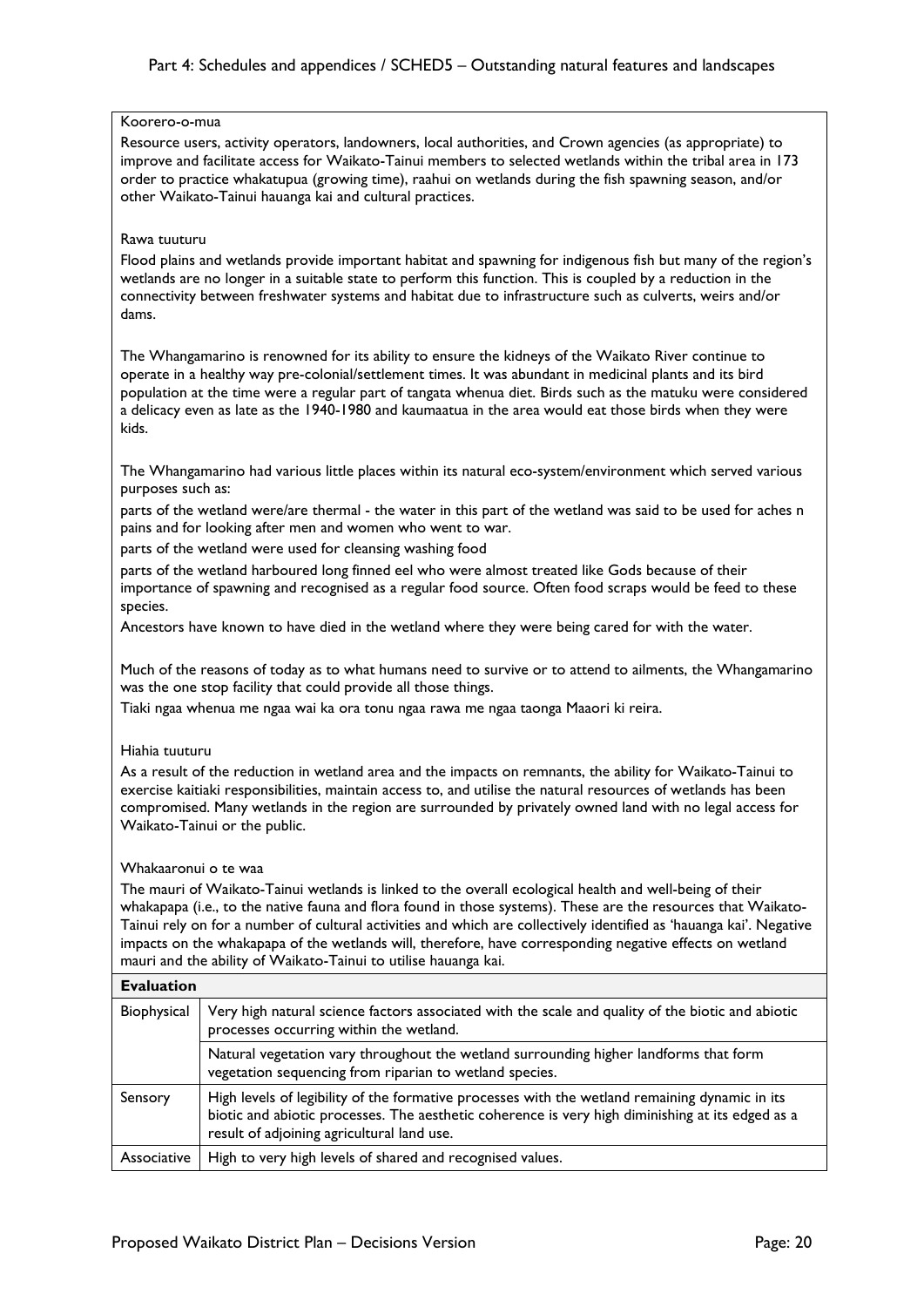Koorero-o-mua

Resource users, activity operators, landowners, local authorities, and Crown agencies (as appropriate) to improve and facilitate access for Waikato-Tainui members to selected wetlands within the tribal area in 173 order to practice whakatupua (growing time), raahui on wetlands during the fish spawning season, and/or other Waikato-Tainui hauanga kai and cultural practices.

Rawa tuuturu

Flood plains and wetlands provide important habitat and spawning for indigenous fish but many of the region's wetlands are no longer in a suitable state to perform this function. This is coupled by a reduction in the connectivity between freshwater systems and habitat due to infrastructure such as culverts, weirs and/or dams.

The Whangamarino is renowned for its ability to ensure the kidneys of the Waikato River continue to operate in a healthy way pre-colonial/settlement times. It was abundant in medicinal plants and its bird population at the time were a regular part of tangata whenua diet. Birds such as the matuku were considered a delicacy even as late as the 1940-1980 and kaumaatua in the area would eat those birds when they were kids.

The Whangamarino had various little places within its natural eco-system/environment which served various purposes such as:

parts of the wetland were/are thermal - the water in this part of the wetland was said to be used for aches n pains and for looking after men and women who went to war.

parts of the wetland were used for cleansing washing food

parts of the wetland harboured long finned eel who were almost treated like Gods because of their importance of spawning and recognised as a regular food source. Often food scraps would be feed to these species.

Ancestors have known to have died in the wetland where they were being cared for with the water.

Much of the reasons of today as to what humans need to survive or to attend to ailments, the Whangamarino was the one stop facility that could provide all those things.

Tiaki ngaa whenua me ngaa wai ka ora tonu ngaa rawa me ngaa taonga Maaori ki reira.

Hiahia tuuturu

As a result of the reduction in wetland area and the impacts on remnants, the ability for Waikato-Tainui to exercise kaitiaki responsibilities, maintain access to, and utilise the natural resources of wetlands has been compromised. Many wetlands in the region are surrounded by privately owned land with no legal access for Waikato-Tainui or the public.

Whakaaronui o te waa

The mauri of Waikato-Tainui wetlands is linked to the overall ecological health and well-being of their whakapapa (i.e., to the native fauna and flora found in those systems). These are the resources that Waikato-Tainui rely on for a number of cultural activities and which are collectively identified as 'hauanga kai'. Negative impacts on the whakapapa of the wetlands will, therefore, have corresponding negative effects on wetland mauri and the ability of Waikato-Tainui to utilise hauanga kai.

| **Evaluation** | |
|---|---|
| Biophysical | Very high natural science factors associated with the scale and quality of the biotic and abiotic processes occurring within the wetland. |
| | Natural vegetation vary throughout the wetland surrounding higher landforms that form vegetation sequencing from riparian to wetland species. |
| Sensory | High levels of legibility of the formative processes with the wetland remaining dynamic in its biotic and abiotic processes. The aesthetic coherence is very high diminishing at its edged as a result of adjoining agricultural land use. |
| Associative | High to very high levels of shared and recognised values. |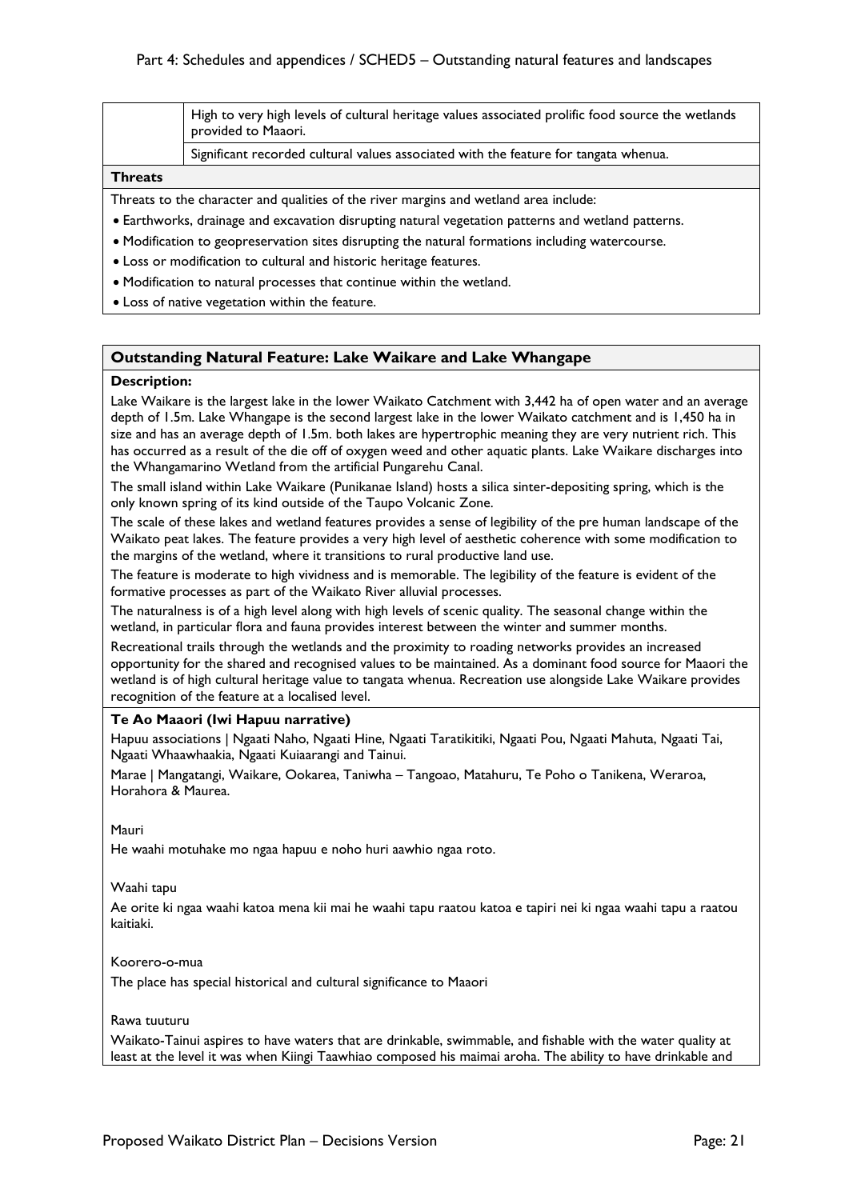| | |
|---|---|
| | High to very high levels of cultural heritage values associated prolific food source the wetlands provided to Maaori. |
| | Significant recorded cultural values associated with the feature for tangata whenua. |

**Threats**

Threats to the character and qualities of the river margins and wetland area include:

- Earthworks, drainage and excavation disrupting natural vegetation patterns and wetland patterns.
- Modification to geopreservation sites disrupting the natural formations including watercourse.
- Loss or modification to cultural and historic heritage features.
- Modification to natural processes that continue within the wetland.
- Loss of native vegetation within the feature.

## Outstanding Natural Feature: Lake Waikare and Lake Whangape

**Description:**

Lake Waikare is the largest lake in the lower Waikato Catchment with 3,442 ha of open water and an average depth of 1.5m. Lake Whangape is the second largest lake in the lower Waikato catchment and is 1,450 ha in size and has an average depth of 1.5m. both lakes are hypertrophic meaning they are very nutrient rich. This has occurred as a result of the die off of oxygen weed and other aquatic plants. Lake Waikare discharges into the Whangamarino Wetland from the artificial Pungarehu Canal.

The small island within Lake Waikare (Punikanae Island) hosts a silica sinter-depositing spring, which is the only known spring of its kind outside of the Taupo Volcanic Zone.

The scale of these lakes and wetland features provides a sense of legibility of the pre human landscape of the Waikato peat lakes. The feature provides a very high level of aesthetic coherence with some modification to the margins of the wetland, where it transitions to rural productive land use.

The feature is moderate to high vividness and is memorable. The legibility of the feature is evident of the formative processes as part of the Waikato River alluvial processes.

The naturalness is of a high level along with high levels of scenic quality. The seasonal change within the wetland, in particular flora and fauna provides interest between the winter and summer months.

Recreational trails through the wetlands and the proximity to roading networks provides an increased opportunity for the shared and recognised values to be maintained. As a dominant food source for Maaori the wetland is of high cultural heritage value to tangata whenua. Recreation use alongside Lake Waikare provides recognition of the feature at a localised level.

**Te Ao Maaori (Iwi Hapuu narrative)**

Hapuu associations | Ngaati Naho, Ngaati Hine, Ngaati Taratikitiki, Ngaati Pou, Ngaati Mahuta, Ngaati Tai, Ngaati Whaawhaakia, Ngaati Kuiaarangi and Tainui.

Marae | Mangatangi, Waikare, Ookarea, Taniwha – Tangoao, Matahuru, Te Poho o Tanikena, Weraroa, Horahora & Maurea.

Mauri

He waahi motuhake mo ngaa hapuu e noho huri aawhio ngaa roto.

Waahi tapu

Ae orite ki ngaa waahi katoa mena kii mai he waahi tapu raatou katoa e tapiri nei ki ngaa waahi tapu a raatou kaitiaki.

Koorero-o-mua

The place has special historical and cultural significance to Maaori

Rawa tuuturu

Waikato-Tainui aspires to have waters that are drinkable, swimmable, and fishable with the water quality at least at the level it was when Kiingi Taawhiao composed his maimai aroha. The ability to have drinkable and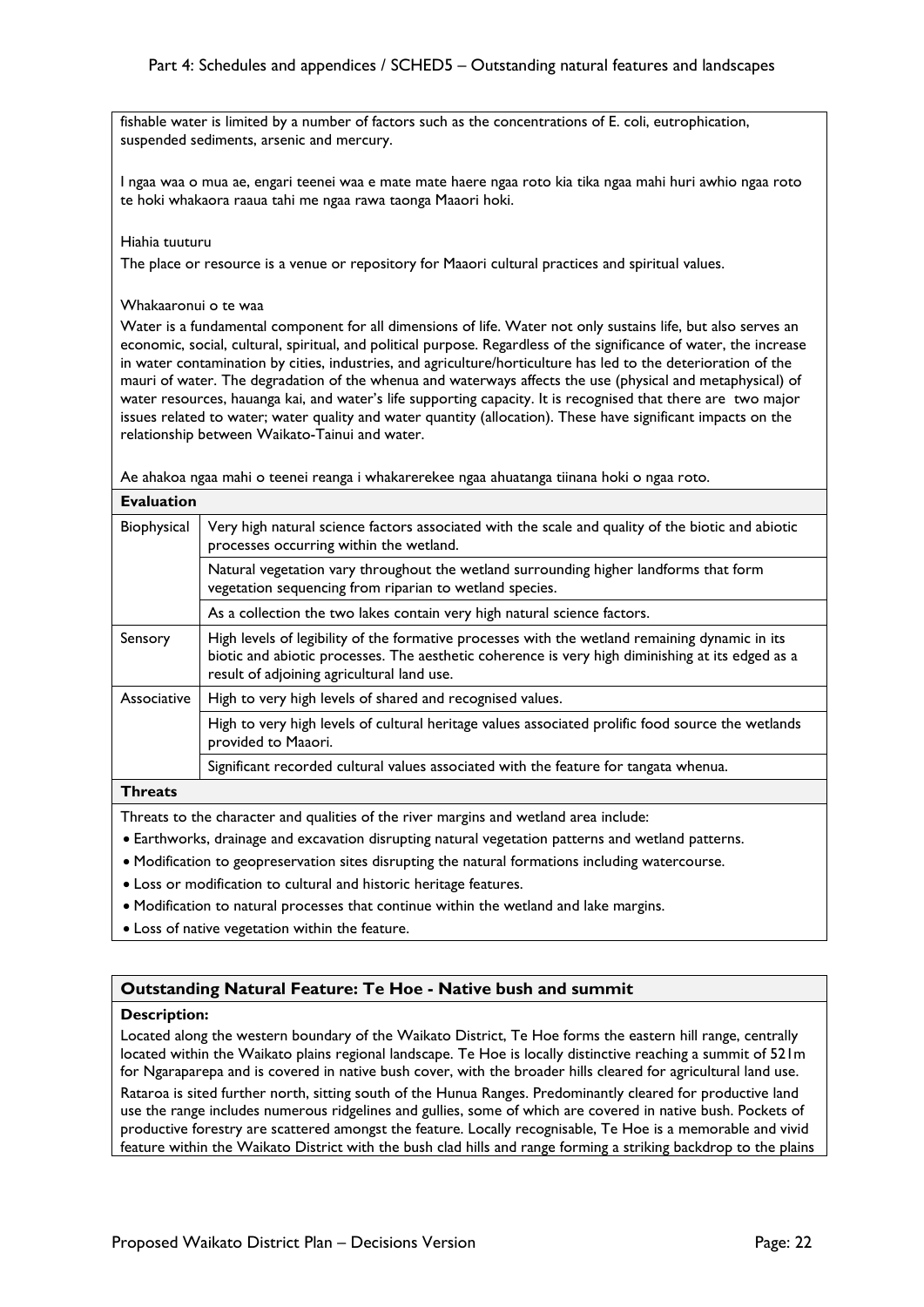fishable water is limited by a number of factors such as the concentrations of E. coli, eutrophication, suspended sediments, arsenic and mercury.

I ngaa waa o mua ae, engari teenei waa e mate mate haere ngaa roto kia tika ngaa mahi huri awhio ngaa roto te hoki whakaora raaua tahi me ngaa rawa taonga Maaori hoki.

Hiahia tuuturu

The place or resource is a venue or repository for Maaori cultural practices and spiritual values.

Whakaaronui o te waa

Water is a fundamental component for all dimensions of life. Water not only sustains life, but also serves an economic, social, cultural, spiritual, and political purpose. Regardless of the significance of water, the increase in water contamination by cities, industries, and agriculture/horticulture has led to the deterioration of the mauri of water. The degradation of the whenua and waterways affects the use (physical and metaphysical) of water resources, hauanga kai, and water's life supporting capacity. It is recognised that there are two major issues related to water; water quality and water quantity (allocation). These have significant impacts on the relationship between Waikato-Tainui and water.

Ae ahakoa ngaa mahi o teenei reanga i whakarerekee ngaa ahuatanga tiinana hoki o ngaa roto.

**Evaluation**

| | |
|---|---|
| Biophysical | Very high natural science factors associated with the scale and quality of the biotic and abiotic processes occurring within the wetland. |
| | Natural vegetation vary throughout the wetland surrounding higher landforms that form vegetation sequencing from riparian to wetland species. |
| | As a collection the two lakes contain very high natural science factors. |
| Sensory | High levels of legibility of the formative processes with the wetland remaining dynamic in its biotic and abiotic processes. The aesthetic coherence is very high diminishing at its edged as a result of adjoining agricultural land use. |
| Associative | High to very high levels of shared and recognised values. |
| | High to very high levels of cultural heritage values associated prolific food source the wetlands provided to Maaori. |
| | Significant recorded cultural values associated with the feature for tangata whenua. |

**Threats**

Threats to the character and qualities of the river margins and wetland area include:

- Earthworks, drainage and excavation disrupting natural vegetation patterns and wetland patterns.
- Modification to geopreservation sites disrupting the natural formations including watercourse.
- Loss or modification to cultural and historic heritage features.
- Modification to natural processes that continue within the wetland and lake margins.
- Loss of native vegetation within the feature.

## Outstanding Natural Feature: Te Hoe - Native bush and summit

**Description:**

Located along the western boundary of the Waikato District, Te Hoe forms the eastern hill range, centrally located within the Waikato plains regional landscape. Te Hoe is locally distinctive reaching a summit of 521m for Ngaraparepa and is covered in native bush cover, with the broader hills cleared for agricultural land use.

Rataroa is sited further north, sitting south of the Hunua Ranges. Predominantly cleared for productive land use the range includes numerous ridgelines and gullies, some of which are covered in native bush. Pockets of productive forestry are scattered amongst the feature. Locally recognisable, Te Hoe is a memorable and vivid feature within the Waikato District with the bush clad hills and range forming a striking backdrop to the plains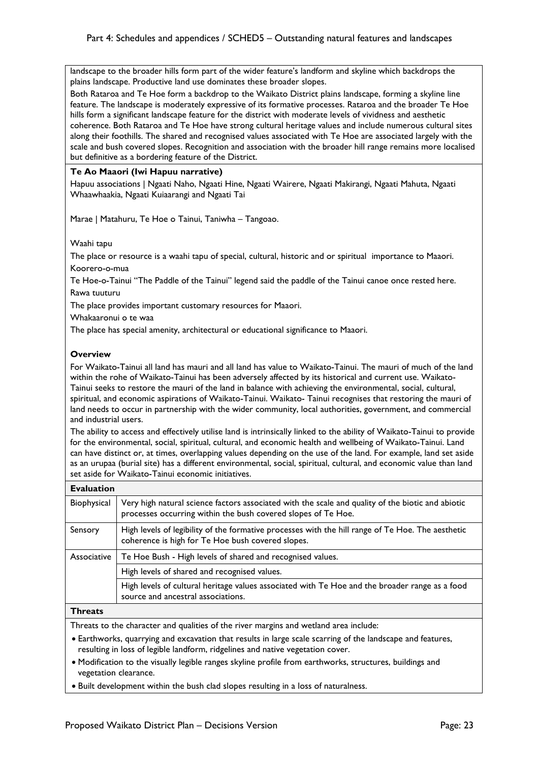landscape to the broader hills form part of the wider feature's landform and skyline which backdrops the plains landscape. Productive land use dominates these broader slopes.

Both Rataroa and Te Hoe form a backdrop to the Waikato District plains landscape, forming a skyline line feature. The landscape is moderately expressive of its formative processes. Rataroa and the broader Te Hoe hills form a significant landscape feature for the district with moderate levels of vividness and aesthetic coherence. Both Rataroa and Te Hoe have strong cultural heritage values and include numerous cultural sites along their foothills. The shared and recognised values associated with Te Hoe are associated largely with the scale and bush covered slopes. Recognition and association with the broader hill range remains more localised but definitive as a bordering feature of the District.

**Te Ao Maaori (Iwi Hapuu narrative)**

Hapuu associations | Ngaati Naho, Ngaati Hine, Ngaati Wairere, Ngaati Makirangi, Ngaati Mahuta, Ngaati Whaawhaakia, Ngaati Kuiaarangi and Ngaati Tai

Marae | Matahuru, Te Hoe o Tainui, Taniwha – Tangoao.

Waahi tapu

The place or resource is a waahi tapu of special, cultural, historic and or spiritual importance to Maaori.

Koorero-o-mua

Te Hoe-o-Tainui "The Paddle of the Tainui" legend said the paddle of the Tainui canoe once rested here.

Rawa tuuturu

The place provides important customary resources for Maaori.

Whakaaronui o te waa

The place has special amenity, architectural or educational significance to Maaori.

**Overview**

For Waikato-Tainui all land has mauri and all land has value to Waikato-Tainui. The mauri of much of the land within the rohe of Waikato-Tainui has been adversely affected by its historical and current use. Waikato-Tainui seeks to restore the mauri of the land in balance with achieving the environmental, social, cultural, spiritual, and economic aspirations of Waikato-Tainui. Waikato- Tainui recognises that restoring the mauri of land needs to occur in partnership with the wider community, local authorities, government, and commercial and industrial users.

The ability to access and effectively utilise land is intrinsically linked to the ability of Waikato-Tainui to provide for the environmental, social, spiritual, cultural, and economic health and wellbeing of Waikato-Tainui. Land can have distinct or, at times, overlapping values depending on the use of the land. For example, land set aside as an urupaa (burial site) has a different environmental, social, spiritual, cultural, and economic value than land set aside for Waikato-Tainui economic initiatives.

**Evaluation**

| | |
|---|---|
| Biophysical | Very high natural science factors associated with the scale and quality of the biotic and abiotic processes occurring within the bush covered slopes of Te Hoe. |
| Sensory | High levels of legibility of the formative processes with the hill range of Te Hoe. The aesthetic coherence is high for Te Hoe bush covered slopes. |
| Associative | Te Hoe Bush - High levels of shared and recognised values. |
| | High levels of shared and recognised values. |
| | High levels of cultural heritage values associated with Te Hoe and the broader range as a food source and ancestral associations. |

**Threats**

Threats to the character and qualities of the river margins and wetland area include:

- Earthworks, quarrying and excavation that results in large scale scarring of the landscape and features, resulting in loss of legible landform, ridgelines and native vegetation cover.
- Modification to the visually legible ranges skyline profile from earthworks, structures, buildings and vegetation clearance.
- Built development within the bush clad slopes resulting in a loss of naturalness.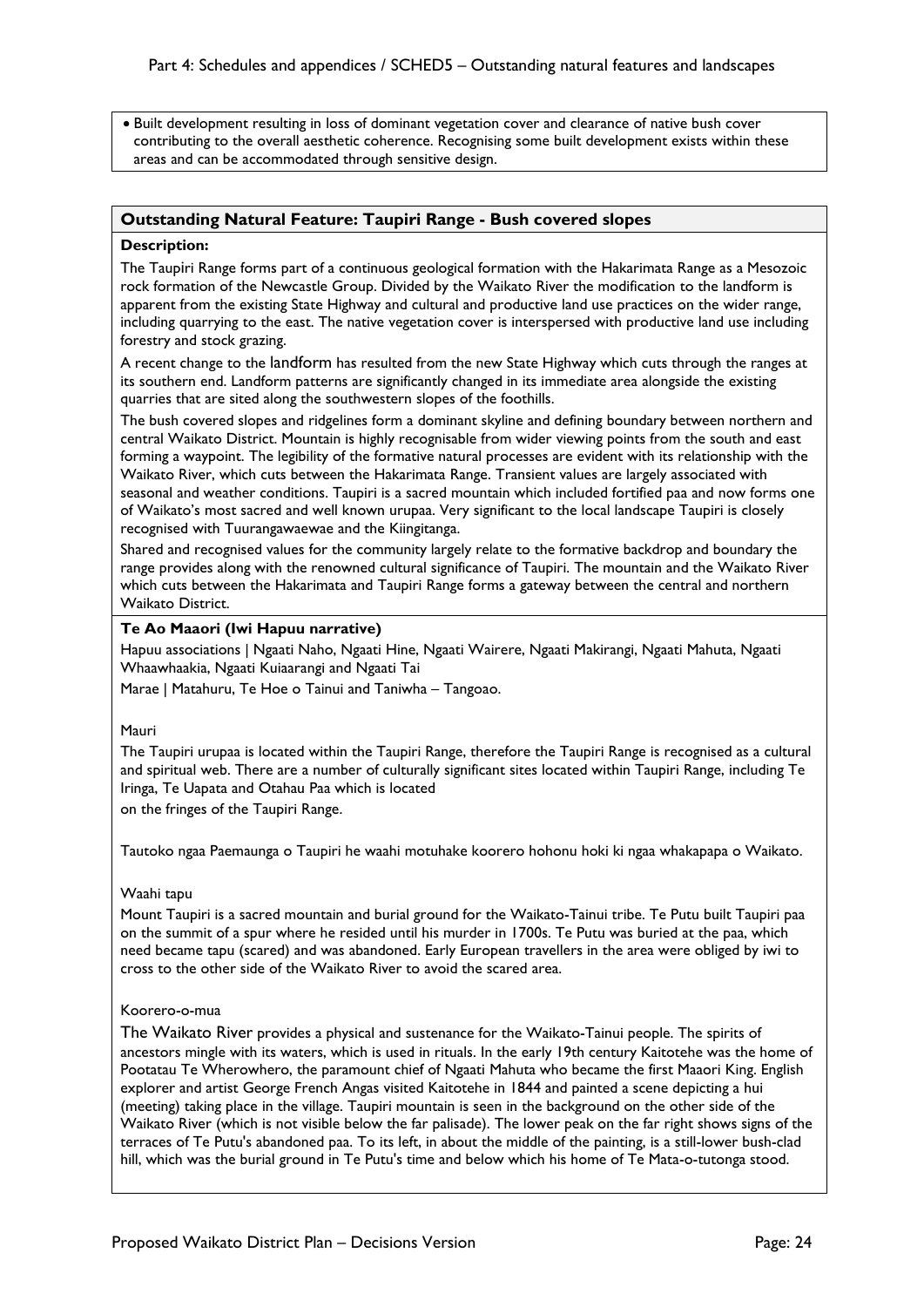- Built development resulting in loss of dominant vegetation cover and clearance of native bush cover contributing to the overall aesthetic coherence. Recognising some built development exists within these areas and can be accommodated through sensitive design.

## Outstanding Natural Feature: Taupiri Range - Bush covered slopes

**Description:**

The Taupiri Range forms part of a continuous geological formation with the Hakarimata Range as a Mesozoic rock formation of the Newcastle Group. Divided by the Waikato River the modification to the landform is apparent from the existing State Highway and cultural and productive land use practices on the wider range, including quarrying to the east. The native vegetation cover is interspersed with productive land use including forestry and stock grazing.

A recent change to the landform has resulted from the new State Highway which cuts through the ranges at its southern end. Landform patterns are significantly changed in its immediate area alongside the existing quarries that are sited along the southwestern slopes of the foothills.

The bush covered slopes and ridgelines form a dominant skyline and defining boundary between northern and central Waikato District. Mountain is highly recognisable from wider viewing points from the south and east forming a waypoint. The legibility of the formative natural processes are evident with its relationship with the Waikato River, which cuts between the Hakarimata Range. Transient values are largely associated with seasonal and weather conditions. Taupiri is a sacred mountain which included fortified paa and now forms one of Waikato's most sacred and well known urupaa. Very significant to the local landscape Taupiri is closely recognised with Tuurangawaewae and the Kiingitanga.

Shared and recognised values for the community largely relate to the formative backdrop and boundary the range provides along with the renowned cultural significance of Taupiri. The mountain and the Waikato River which cuts between the Hakarimata and Taupiri Range forms a gateway between the central and northern Waikato District.

**Te Ao Maaori (Iwi Hapuu narrative)**

Hapuu associations | Ngaati Naho, Ngaati Hine, Ngaati Wairere, Ngaati Makirangi, Ngaati Mahuta, Ngaati Whaawhaakia, Ngaati Kuiaarangi and Ngaati Tai

Marae | Matahuru, Te Hoe o Tainui and Taniwha – Tangoao.

Mauri

The Taupiri urupaa is located within the Taupiri Range, therefore the Taupiri Range is recognised as a cultural and spiritual web. There are a number of culturally significant sites located within Taupiri Range, including Te Iringa, Te Uapata and Otahau Paa which is located
on the fringes of the Taupiri Range.

Tautoko ngaa Paemaunga o Taupiri he waahi motuhake koorero hohonu hoki ki ngaa whakapapa o Waikato.

Waahi tapu

Mount Taupiri is a sacred mountain and burial ground for the Waikato-Tainui tribe. Te Putu built Taupiri paa on the summit of a spur where he resided until his murder in 1700s. Te Putu was buried at the paa, which need became tapu (scared) and was abandoned. Early European travellers in the area were obliged by iwi to cross to the other side of the Waikato River to avoid the scared area.

Koorero-o-mua

The Waikato River provides a physical and sustenance for the Waikato-Tainui people. The spirits of ancestors mingle with its waters, which is used in rituals. In the early 19th century Kaitotehe was the home of Pootatau Te Wherowhero, the paramount chief of Ngaati Mahuta who became the first Maaori King. English explorer and artist George French Angas visited Kaitotehe in 1844 and painted a scene depicting a hui (meeting) taking place in the village. Taupiri mountain is seen in the background on the other side of the Waikato River (which is not visible below the far palisade). The lower peak on the far right shows signs of the terraces of Te Putu's abandoned paa. To its left, in about the middle of the painting, is a still-lower bush-clad hill, which was the burial ground in Te Putu's time and below which his home of Te Mata-o-tutonga stood.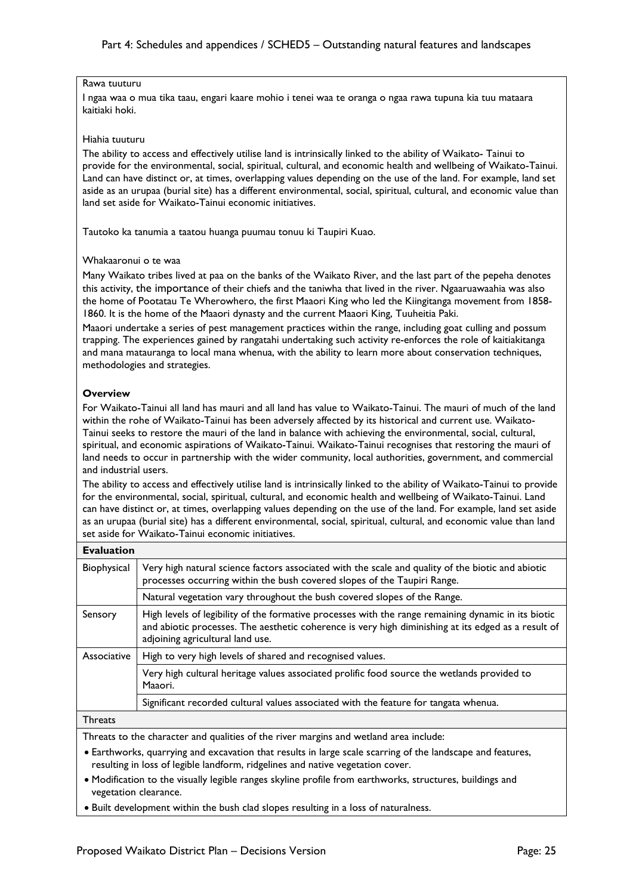Rawa tuuturu

I ngaa waa o mua tika taau, engari kaare mohio i tenei waa te oranga o ngaa rawa tupuna kia tuu mataara kaitiaki hoki.

Hiahia tuuturu

The ability to access and effectively utilise land is intrinsically linked to the ability of Waikato- Tainui to provide for the environmental, social, spiritual, cultural, and economic health and wellbeing of Waikato-Tainui. Land can have distinct or, at times, overlapping values depending on the use of the land. For example, land set aside as an urupaa (burial site) has a different environmental, social, spiritual, cultural, and economic value than land set aside for Waikato-Tainui economic initiatives.

Tautoko ka tanumia a taatou huanga puumau tonuu ki Taupiri Kuao.

Whakaaronui o te waa

Many Waikato tribes lived at paa on the banks of the Waikato River, and the last part of the pepeha denotes this activity, the importance of their chiefs and the taniwha that lived in the river. Ngaaruawaahia was also the home of Pootatau Te Wherowhero, the first Maaori King who led the Kiingitanga movement from 1858-1860. It is the home of the Maaori dynasty and the current Maaori King, Tuuheitia Paki.

Maaori undertake a series of pest management practices within the range, including goat culling and possum trapping. The experiences gained by rangatahi undertaking such activity re-enforces the role of kaitiakitanga and mana matauranga to local mana whenua, with the ability to learn more about conservation techniques, methodologies and strategies.

**Overview**

For Waikato-Tainui all land has mauri and all land has value to Waikato-Tainui. The mauri of much of the land within the rohe of Waikato-Tainui has been adversely affected by its historical and current use. Waikato-Tainui seeks to restore the mauri of the land in balance with achieving the environmental, social, cultural, spiritual, and economic aspirations of Waikato-Tainui. Waikato-Tainui recognises that restoring the mauri of land needs to occur in partnership with the wider community, local authorities, government, and commercial and industrial users.

The ability to access and effectively utilise land is intrinsically linked to the ability of Waikato-Tainui to provide for the environmental, social, spiritual, cultural, and economic health and wellbeing of Waikato-Tainui. Land can have distinct or, at times, overlapping values depending on the use of the land. For example, land set aside as an urupaa (burial site) has a different environmental, social, spiritual, cultural, and economic value than land set aside for Waikato-Tainui economic initiatives.

| **Evaluation** | |
|---|---|
| Biophysical | Very high natural science factors associated with the scale and quality of the biotic and abiotic processes occurring within the bush covered slopes of the Taupiri Range. |
| | Natural vegetation vary throughout the bush covered slopes of the Range. |
| Sensory | High levels of legibility of the formative processes with the range remaining dynamic in its biotic and abiotic processes. The aesthetic coherence is very high diminishing at its edged as a result of adjoining agricultural land use. |
| Associative | High to very high levels of shared and recognised values. |
| | Very high cultural heritage values associated prolific food source the wetlands provided to Maaori. |
| | Significant recorded cultural values associated with the feature for tangata whenua. |

Threats

Threats to the character and qualities of the river margins and wetland area include:

- Earthworks, quarrying and excavation that results in large scale scarring of the landscape and features, resulting in loss of legible landform, ridgelines and native vegetation cover.
- Modification to the visually legible ranges skyline profile from earthworks, structures, buildings and vegetation clearance.
- Built development within the bush clad slopes resulting in a loss of naturalness.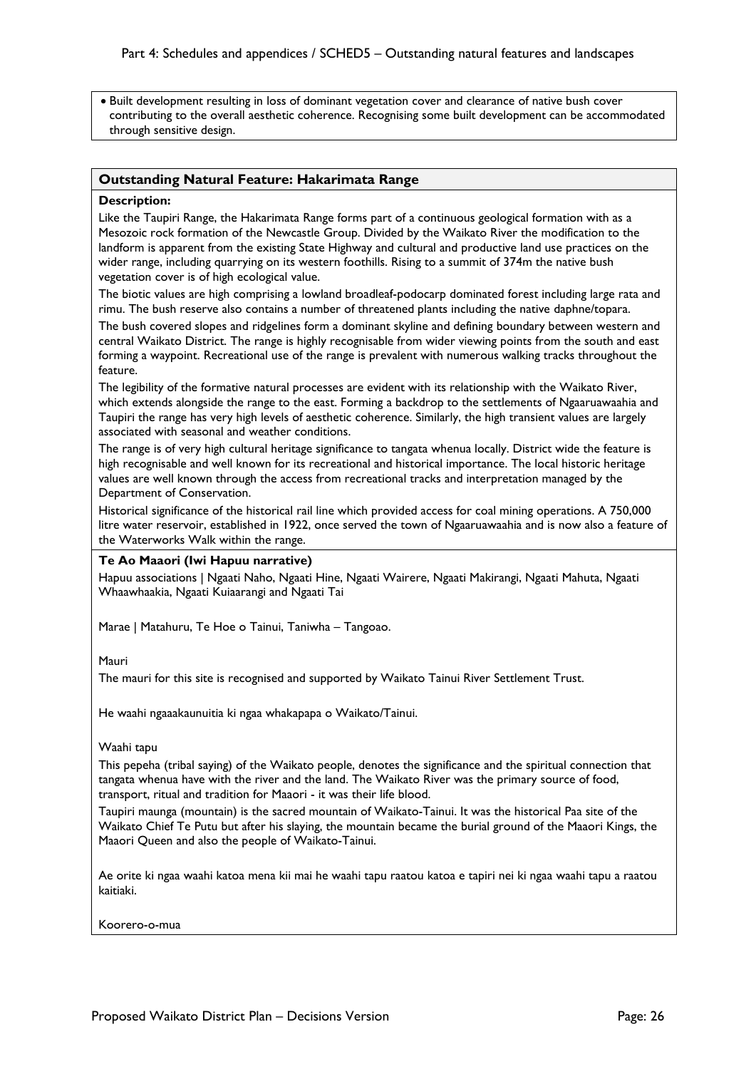- Built development resulting in loss of dominant vegetation cover and clearance of native bush cover contributing to the overall aesthetic coherence. Recognising some built development can be accommodated through sensitive design.

## Outstanding Natural Feature: Hakarimata Range

**Description:**

Like the Taupiri Range, the Hakarimata Range forms part of a continuous geological formation with as a Mesozoic rock formation of the Newcastle Group. Divided by the Waikato River the modification to the landform is apparent from the existing State Highway and cultural and productive land use practices on the wider range, including quarrying on its western foothills. Rising to a summit of 374m the native bush vegetation cover is of high ecological value.

The biotic values are high comprising a lowland broadleaf-podocarp dominated forest including large rata and rimu. The bush reserve also contains a number of threatened plants including the native daphne/topara.

The bush covered slopes and ridgelines form a dominant skyline and defining boundary between western and central Waikato District. The range is highly recognisable from wider viewing points from the south and east forming a waypoint. Recreational use of the range is prevalent with numerous walking tracks throughout the feature.

The legibility of the formative natural processes are evident with its relationship with the Waikato River, which extends alongside the range to the east. Forming a backdrop to the settlements of Ngaaruawaahia and Taupiri the range has very high levels of aesthetic coherence. Similarly, the high transient values are largely associated with seasonal and weather conditions.

The range is of very high cultural heritage significance to tangata whenua locally. District wide the feature is high recognisable and well known for its recreational and historical importance. The local historic heritage values are well known through the access from recreational tracks and interpretation managed by the Department of Conservation.

Historical significance of the historical rail line which provided access for coal mining operations. A 750,000 litre water reservoir, established in 1922, once served the town of Ngaaruawaahia and is now also a feature of the Waterworks Walk within the range.

**Te Ao Maaori (Iwi Hapuu narrative)**

Hapuu associations | Ngaati Naho, Ngaati Hine, Ngaati Wairere, Ngaati Makirangi, Ngaati Mahuta, Ngaati Whaawhaakia, Ngaati Kuiaarangi and Ngaati Tai

Marae | Matahuru, Te Hoe o Tainui, Taniwha – Tangoao.

Mauri

The mauri for this site is recognised and supported by Waikato Tainui River Settlement Trust.

He waahi ngaaakaunuitia ki ngaa whakapapa o Waikato/Tainui.

Waahi tapu

This pepeha (tribal saying) of the Waikato people, denotes the significance and the spiritual connection that tangata whenua have with the river and the land. The Waikato River was the primary source of food, transport, ritual and tradition for Maaori - it was their life blood.

Taupiri maunga (mountain) is the sacred mountain of Waikato-Tainui. It was the historical Paa site of the Waikato Chief Te Putu but after his slaying, the mountain became the burial ground of the Maaori Kings, the Maaori Queen and also the people of Waikato-Tainui.

Ae orite ki ngaa waahi katoa mena kii mai he waahi tapu raatou katoa e tapiri nei ki ngaa waahi tapu a raatou kaitiaki.

Koorero-o-mua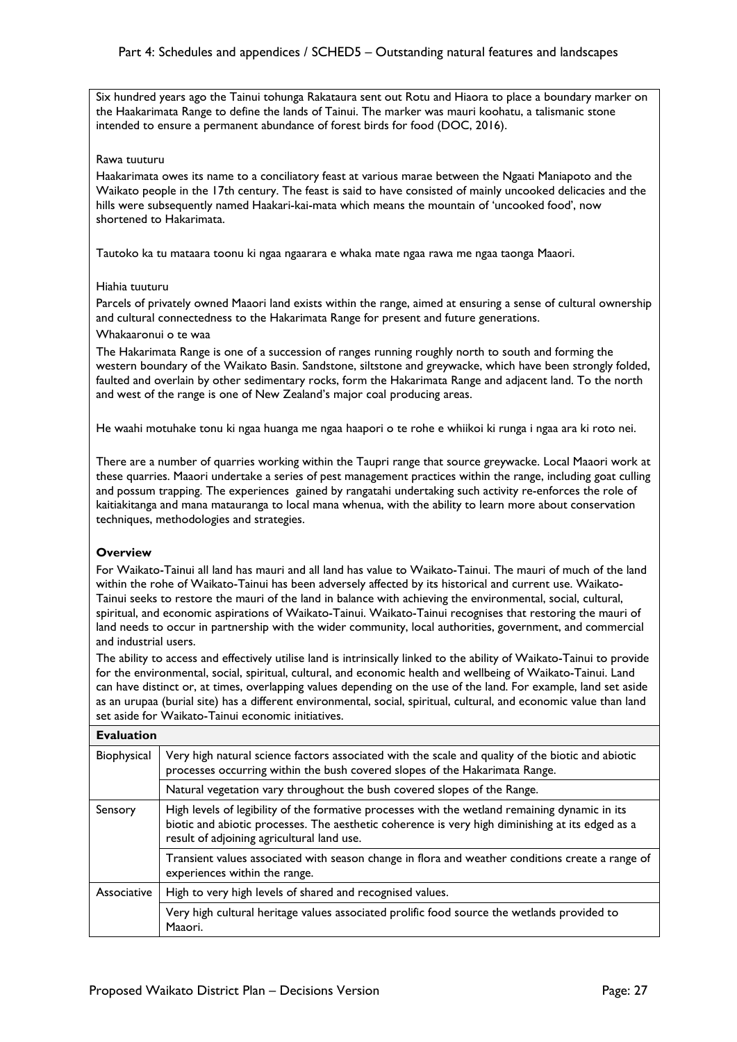Six hundred years ago the Tainui tohunga Rakataura sent out Rotu and Hiaora to place a boundary marker on the Haakarimata Range to define the lands of Tainui. The marker was mauri koohatu, a talismanic stone intended to ensure a permanent abundance of forest birds for food (DOC, 2016).

Rawa tuuturu

Haakarimata owes its name to a conciliatory feast at various marae between the Ngaati Maniapoto and the Waikato people in the 17th century. The feast is said to have consisted of mainly uncooked delicacies and the hills were subsequently named Haakari-kai-mata which means the mountain of 'uncooked food', now shortened to Hakarimata.

Tautoko ka tu mataara toonu ki ngaa ngaarara e whaka mate ngaa rawa me ngaa taonga Maaori.

Hiahia tuuturu

Parcels of privately owned Maaori land exists within the range, aimed at ensuring a sense of cultural ownership and cultural connectedness to the Hakarimata Range for present and future generations.

Whakaaronui o te waa

The Hakarimata Range is one of a succession of ranges running roughly north to south and forming the western boundary of the Waikato Basin. Sandstone, siltstone and greywacke, which have been strongly folded, faulted and overlain by other sedimentary rocks, form the Hakarimata Range and adjacent land. To the north and west of the range is one of New Zealand's major coal producing areas.

He waahi motuhake tonu ki ngaa huanga me ngaa haapori o te rohe e whiikoi ki runga i ngaa ara ki roto nei.

There are a number of quarries working within the Taupri range that source greywacke. Local Maaori work at these quarries. Maaori undertake a series of pest management practices within the range, including goat culling and possum trapping. The experiences gained by rangatahi undertaking such activity re-enforces the role of kaitiakitanga and mana matauranga to local mana whenua, with the ability to learn more about conservation techniques, methodologies and strategies.

**Overview**

For Waikato-Tainui all land has mauri and all land has value to Waikato-Tainui. The mauri of much of the land within the rohe of Waikato-Tainui has been adversely affected by its historical and current use. Waikato-Tainui seeks to restore the mauri of the land in balance with achieving the environmental, social, cultural, spiritual, and economic aspirations of Waikato-Tainui. Waikato-Tainui recognises that restoring the mauri of land needs to occur in partnership with the wider community, local authorities, government, and commercial and industrial users.

The ability to access and effectively utilise land is intrinsically linked to the ability of Waikato-Tainui to provide for the environmental, social, spiritual, cultural, and economic health and wellbeing of Waikato-Tainui. Land can have distinct or, at times, overlapping values depending on the use of the land. For example, land set aside as an urupaa (burial site) has a different environmental, social, spiritual, cultural, and economic value than land set aside for Waikato-Tainui economic initiatives.

| **Evaluation** | |
|---|---|
| Biophysical | Very high natural science factors associated with the scale and quality of the biotic and abiotic processes occurring within the bush covered slopes of the Hakarimata Range. |
| | Natural vegetation vary throughout the bush covered slopes of the Range. |
| Sensory | High levels of legibility of the formative processes with the wetland remaining dynamic in its biotic and abiotic processes. The aesthetic coherence is very high diminishing at its edged as a result of adjoining agricultural land use. |
| | Transient values associated with season change in flora and weather conditions create a range of experiences within the range. |
| Associative | High to very high levels of shared and recognised values. |
| | Very high cultural heritage values associated prolific food source the wetlands provided to Maaori. |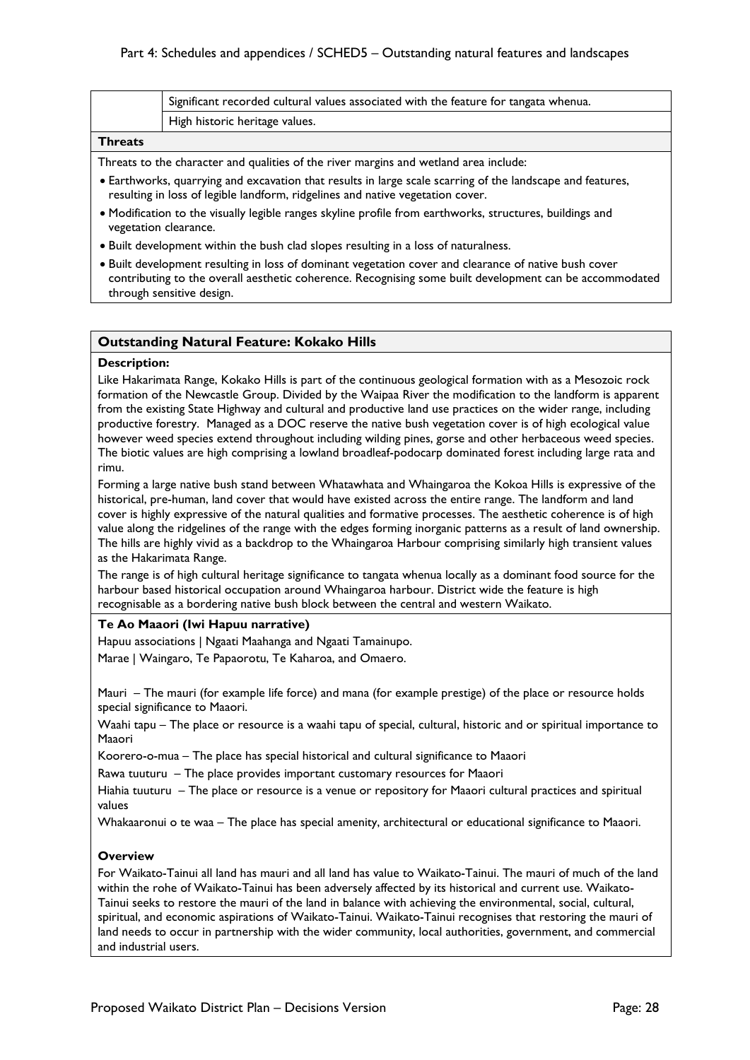| | |
|---|---|
| | Significant recorded cultural values associated with the feature for tangata whenua. |
| | High historic heritage values. |

**Threats**

Threats to the character and qualities of the river margins and wetland area include:

- Earthworks, quarrying and excavation that results in large scale scarring of the landscape and features, resulting in loss of legible landform, ridgelines and native vegetation cover.
- Modification to the visually legible ranges skyline profile from earthworks, structures, buildings and vegetation clearance.
- Built development within the bush clad slopes resulting in a loss of naturalness.
- Built development resulting in loss of dominant vegetation cover and clearance of native bush cover contributing to the overall aesthetic coherence. Recognising some built development can be accommodated through sensitive design.

## Outstanding Natural Feature: Kokako Hills

**Description:**

Like Hakarimata Range, Kokako Hills is part of the continuous geological formation with as a Mesozoic rock formation of the Newcastle Group. Divided by the Waipaa River the modification to the landform is apparent from the existing State Highway and cultural and productive land use practices on the wider range, including productive forestry. Managed as a DOC reserve the native bush vegetation cover is of high ecological value however weed species extend throughout including wilding pines, gorse and other herbaceous weed species. The biotic values are high comprising a lowland broadleaf-podocarp dominated forest including large rata and rimu.

Forming a large native bush stand between Whatawhata and Whaingaroa the Kokoa Hills is expressive of the historical, pre-human, land cover that would have existed across the entire range. The landform and land cover is highly expressive of the natural qualities and formative processes. The aesthetic coherence is of high value along the ridgelines of the range with the edges forming inorganic patterns as a result of land ownership. The hills are highly vivid as a backdrop to the Whaingaroa Harbour comprising similarly high transient values as the Hakarimata Range.

The range is of high cultural heritage significance to tangata whenua locally as a dominant food source for the harbour based historical occupation around Whaingaroa harbour. District wide the feature is high recognisable as a bordering native bush block between the central and western Waikato.

**Te Ao Maaori (Iwi Hapuu narrative)**

Hapuu associations | Ngaati Maahanga and Ngaati Tamainupo.

Marae | Waingaro, Te Papaorotu, Te Kaharoa, and Omaero.

Mauri – The mauri (for example life force) and mana (for example prestige) of the place or resource holds special significance to Maaori.

Waahi tapu – The place or resource is a waahi tapu of special, cultural, historic and or spiritual importance to Maaori

Koorero-o-mua – The place has special historical and cultural significance to Maaori

Rawa tuuturu – The place provides important customary resources for Maaori

Hiahia tuuturu – The place or resource is a venue or repository for Maaori cultural practices and spiritual values

Whakaaronui o te waa – The place has special amenity, architectural or educational significance to Maaori.

**Overview**

For Waikato-Tainui all land has mauri and all land has value to Waikato-Tainui. The mauri of much of the land within the rohe of Waikato-Tainui has been adversely affected by its historical and current use. Waikato-Tainui seeks to restore the mauri of the land in balance with achieving the environmental, social, cultural, spiritual, and economic aspirations of Waikato-Tainui. Waikato-Tainui recognises that restoring the mauri of land needs to occur in partnership with the wider community, local authorities, government, and commercial and industrial users.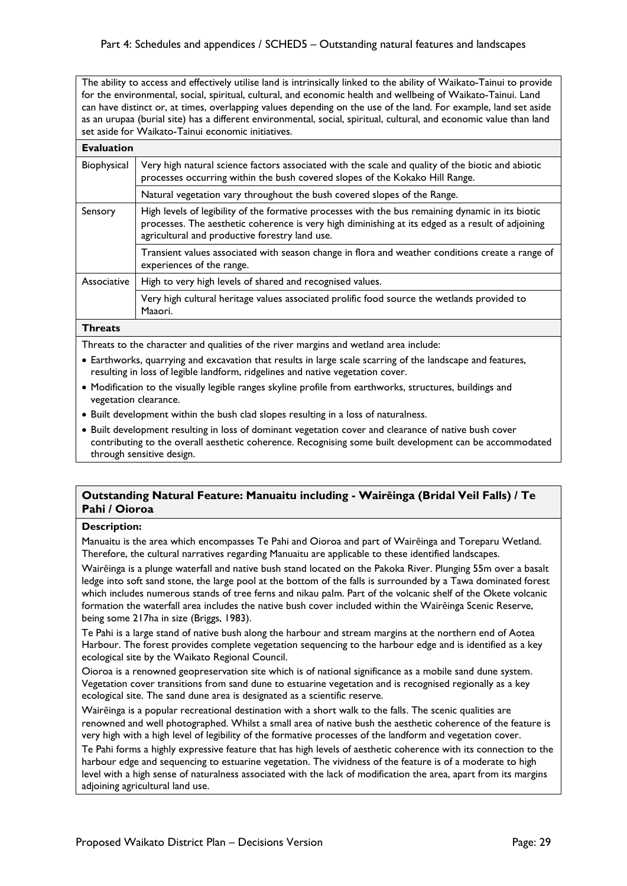The ability to access and effectively utilise land is intrinsically linked to the ability of Waikato-Tainui to provide for the environmental, social, spiritual, cultural, and economic health and wellbeing of Waikato-Tainui. Land can have distinct or, at times, overlapping values depending on the use of the land. For example, land set aside as an urupaa (burial site) has a different environmental, social, spiritual, cultural, and economic value than land set aside for Waikato-Tainui economic initiatives.

**Evaluation**

| | |
|---|---|
| Biophysical | Very high natural science factors associated with the scale and quality of the biotic and abiotic processes occurring within the bush covered slopes of the Kokako Hill Range. |
| | Natural vegetation vary throughout the bush covered slopes of the Range. |
| Sensory | High levels of legibility of the formative processes with the bus remaining dynamic in its biotic processes. The aesthetic coherence is very high diminishing at its edged as a result of adjoining agricultural and productive forestry land use. |
| | Transient values associated with season change in flora and weather conditions create a range of experiences of the range. |
| Associative | High to very high levels of shared and recognised values. |
| | Very high cultural heritage values associated prolific food source the wetlands provided to Maaori. |

**Threats**

Threats to the character and qualities of the river margins and wetland area include:

- Earthworks, quarrying and excavation that results in large scale scarring of the landscape and features, resulting in loss of legible landform, ridgelines and native vegetation cover.
- Modification to the visually legible ranges skyline profile from earthworks, structures, buildings and vegetation clearance.
- Built development within the bush clad slopes resulting in a loss of naturalness.
- Built development resulting in loss of dominant vegetation cover and clearance of native bush cover contributing to the overall aesthetic coherence. Recognising some built development can be accommodated through sensitive design.

## Outstanding Natural Feature: Manuaitu including - Wairēinga (Bridal Veil Falls) / Te Pahi / Oioroa

**Description:**

Manuaitu is the area which encompasses Te Pahi and Oioroa and part of Wairēinga and Toreparu Wetland. Therefore, the cultural narratives regarding Manuaitu are applicable to these identified landscapes.

Wairēinga is a plunge waterfall and native bush stand located on the Pakoka River. Plunging 55m over a basalt ledge into soft sand stone, the large pool at the bottom of the falls is surrounded by a Tawa dominated forest which includes numerous stands of tree ferns and nikau palm. Part of the volcanic shelf of the Okete volcanic formation the waterfall area includes the native bush cover included within the Wairēinga Scenic Reserve, being some 217ha in size (Briggs, 1983).

Te Pahi is a large stand of native bush along the harbour and stream margins at the northern end of Aotea Harbour. The forest provides complete vegetation sequencing to the harbour edge and is identified as a key ecological site by the Waikato Regional Council.

Oioroa is a renowned geopreservation site which is of national significance as a mobile sand dune system. Vegetation cover transitions from sand dune to estuarine vegetation and is recognised regionally as a key ecological site. The sand dune area is designated as a scientific reserve.

Wairēinga is a popular recreational destination with a short walk to the falls. The scenic qualities are renowned and well photographed. Whilst a small area of native bush the aesthetic coherence of the feature is very high with a high level of legibility of the formative processes of the landform and vegetation cover.

Te Pahi forms a highly expressive feature that has high levels of aesthetic coherence with its connection to the harbour edge and sequencing to estuarine vegetation. The vividness of the feature is of a moderate to high level with a high sense of naturalness associated with the lack of modification the area, apart from its margins adjoining agricultural land use.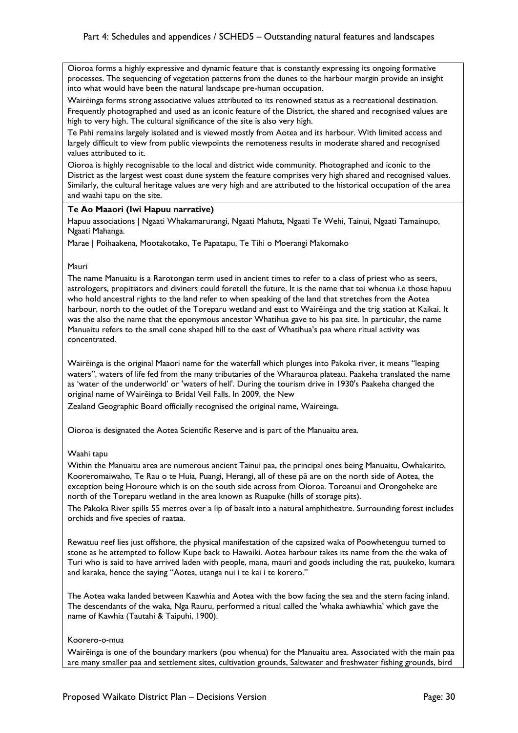Oioroa forms a highly expressive and dynamic feature that is constantly expressing its ongoing formative processes. The sequencing of vegetation patterns from the dunes to the harbour margin provide an insight into what would have been the natural landscape pre-human occupation.

Wairēinga forms strong associative values attributed to its renowned status as a recreational destination. Frequently photographed and used as an iconic feature of the District, the shared and recognised values are high to very high. The cultural significance of the site is also very high.

Te Pahi remains largely isolated and is viewed mostly from Aotea and its harbour. With limited access and largely difficult to view from public viewpoints the remoteness results in moderate shared and recognised values attributed to it.

Oioroa is highly recognisable to the local and district wide community. Photographed and iconic to the District as the largest west coast dune system the feature comprises very high shared and recognised values. Similarly, the cultural heritage values are very high and are attributed to the historical occupation of the area and waahi tapu on the site.

**Te Ao Maaori (Iwi Hapuu narrative)**

Hapuu associations | Ngaati Whakamarurangi, Ngaati Mahuta, Ngaati Te Wehi, Tainui, Ngaati Tamainupo, Ngaati Mahanga.

Marae | Poihaakena, Mootakotako, Te Papatapu, Te Tihi o Moerangi Makomako

Mauri

The name Manuaitu is a Rarotongan term used in ancient times to refer to a class of priest who as seers, astrologers, propitiators and diviners could foretell the future. It is the name that toi whenua i.e those hapuu who hold ancestral rights to the land refer to when speaking of the land that stretches from the Aotea harbour, north to the outlet of the Toreparu wetland and east to Wairēinga and the trig station at Kaikai. It was the also the name that the eponymous ancestor Whatihua gave to his paa site. In particular, the name Manuaitu refers to the small cone shaped hill to the east of Whatihua's paa where ritual activity was concentrated.

Wairēinga is the original Maaori name for the waterfall which plunges into Pakoka river, it means "leaping waters", waters of life fed from the many tributaries of the Wharauroa plateau. Paakeha translated the name as 'water of the underworld' or 'waters of hell'. During the tourism drive in 1930's Paakeha changed the original name of Wairēinga to Bridal Veil Falls. In 2009, the New Zealand Geographic Board officially recognised the original name, Waireinga.

Oioroa is designated the Aotea Scientific Reserve and is part of the Manuaitu area.

Waahi tapu

Within the Manuaitu area are numerous ancient Tainui paa, the principal ones being Manuaitu, Owhakarito, Kooreromaiwaho, Te Rau o te Huia, Puangi, Herangi, all of these pā are on the north side of Aotea, the exception being Horoure which is on the south side across from Oioroa. Toroanui and Orongoheke are north of the Toreparu wetland in the area known as Ruapuke (hills of storage pits).

The Pakoka River spills 55 metres over a lip of basalt into a natural amphitheatre. Surrounding forest includes orchids and five species of raataa.

Rewatuu reef lies just offshore, the physical manifestation of the capsized waka of Poowhetenguu turned to stone as he attempted to follow Kupe back to Hawaiki. Aotea harbour takes its name from the the waka of Turi who is said to have arrived laden with people, mana, mauri and goods including the rat, puukeko, kumara and karaka, hence the saying "Aotea, utanga nui i te kai i te korero."

The Aotea waka landed between Kaawhia and Aotea with the bow facing the sea and the stern facing inland. The descendants of the waka, Nga Rauru, performed a ritual called the 'whaka awhiawhia' which gave the name of Kawhia (Tautahi & Taipuhi, 1900).

Koorero-o-mua

Wairēinga is one of the boundary markers (pou whenua) for the Manuaitu area. Associated with the main paa are many smaller paa and settlement sites, cultivation grounds, Saltwater and freshwater fishing grounds, bird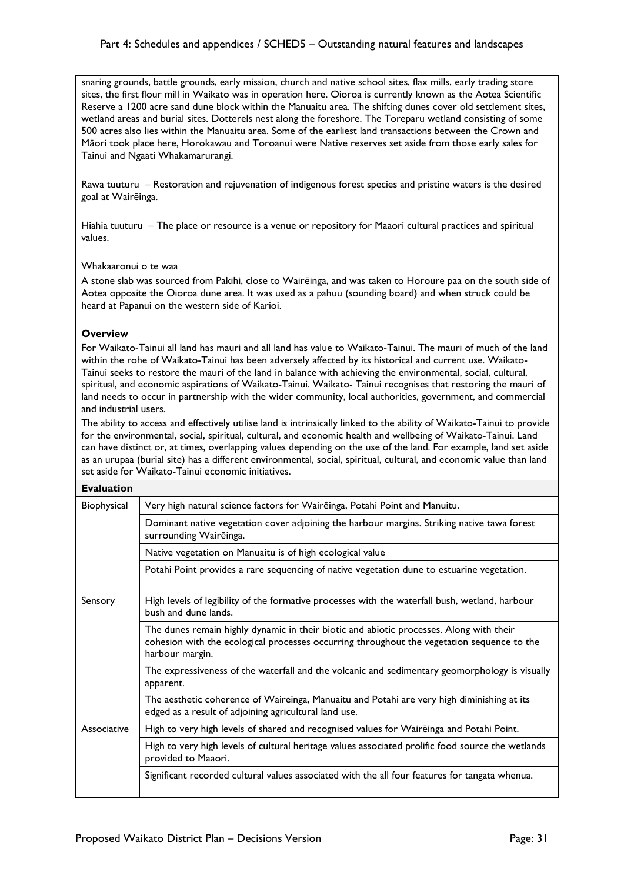snaring grounds, battle grounds, early mission, church and native school sites, flax mills, early trading store sites, the first flour mill in Waikato was in operation here. Oioroa is currently known as the Aotea Scientific Reserve a 1200 acre sand dune block within the Manuaitu area. The shifting dunes cover old settlement sites, wetland areas and burial sites. Dotterels nest along the foreshore. The Toreparu wetland consisting of some 500 acres also lies within the Manuaitu area. Some of the earliest land transactions between the Crown and Māori took place here, Horokawau and Toroanui were Native reserves set aside from those early sales for Tainui and Ngaati Whakamarurangi.

Rawa tuuturu – Restoration and rejuvenation of indigenous forest species and pristine waters is the desired goal at Wairēinga.

Hiahia tuuturu – The place or resource is a venue or repository for Maaori cultural practices and spiritual values.

Whakaaronui o te waa

A stone slab was sourced from Pakihi, close to Wairēinga, and was taken to Horoure paa on the south side of Aotea opposite the Oioroa dune area. It was used as a pahuu (sounding board) and when struck could be heard at Papanui on the western side of Karioi.

**Overview**

For Waikato-Tainui all land has mauri and all land has value to Waikato-Tainui. The mauri of much of the land within the rohe of Waikato-Tainui has been adversely affected by its historical and current use. Waikato-Tainui seeks to restore the mauri of the land in balance with achieving the environmental, social, cultural, spiritual, and economic aspirations of Waikato-Tainui. Waikato- Tainui recognises that restoring the mauri of land needs to occur in partnership with the wider community, local authorities, government, and commercial and industrial users.

The ability to access and effectively utilise land is intrinsically linked to the ability of Waikato-Tainui to provide for the environmental, social, spiritual, cultural, and economic health and wellbeing of Waikato-Tainui. Land can have distinct or, at times, overlapping values depending on the use of the land. For example, land set aside as an urupaa (burial site) has a different environmental, social, spiritual, cultural, and economic value than land set aside for Waikato-Tainui economic initiatives.

| **Evaluation** | |
|---|---|
| Biophysical | Very high natural science factors for Wairēinga, Potahi Point and Manuitu. |
| | Dominant native vegetation cover adjoining the harbour margins. Striking native tawa forest surrounding Wairēinga. |
| | Native vegetation on Manuaitu is of high ecological value |
| | Potahi Point provides a rare sequencing of native vegetation dune to estuarine vegetation. |
| Sensory | High levels of legibility of the formative processes with the waterfall bush, wetland, harbour bush and dune lands. |
| | The dunes remain highly dynamic in their biotic and abiotic processes. Along with their cohesion with the ecological processes occurring throughout the vegetation sequence to the harbour margin. |
| | The expressiveness of the waterfall and the volcanic and sedimentary geomorphology is visually apparent. |
| | The aesthetic coherence of Waireinga, Manuaitu and Potahi are very high diminishing at its edged as a result of adjoining agricultural land use. |
| Associative | High to very high levels of shared and recognised values for Wairēinga and Potahi Point. |
| | High to very high levels of cultural heritage values associated prolific food source the wetlands provided to Maori. |
| | Significant recorded cultural values associated with the all four features for tangata whenua. |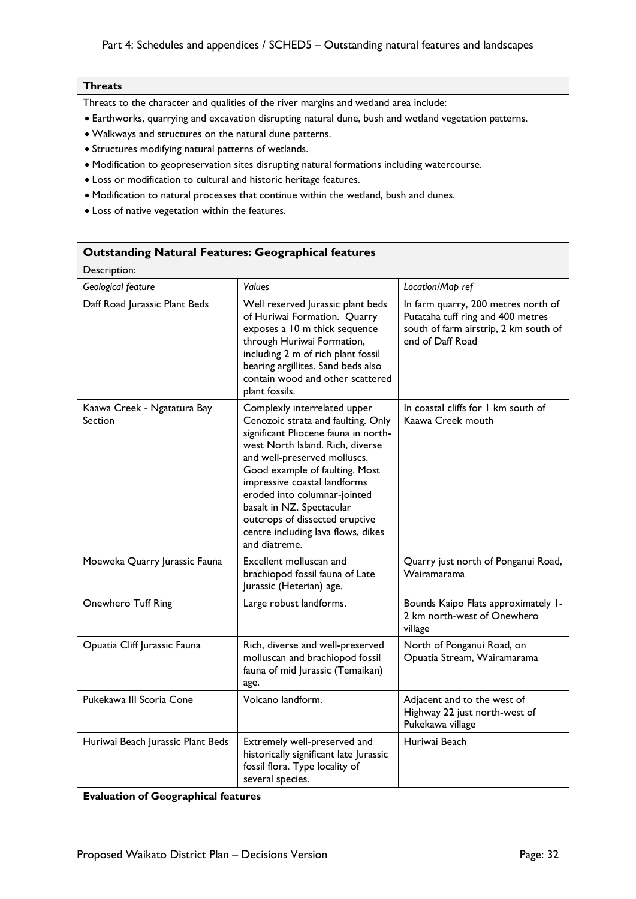**Threats**

Threats to the character and qualities of the river margins and wetland area include:

- Earthworks, quarrying and excavation disrupting natural dune, bush and wetland vegetation patterns.
- Walkways and structures on the natural dune patterns.
- Structures modifying natural patterns of wetlands.
- Modification to geopreservation sites disrupting natural formations including watercourse.
- Loss or modification to cultural and historic heritage features.
- Modification to natural processes that continue within the wetland, bush and dunes.
- Loss of native vegetation within the features.

**Outstanding Natural Features: Geographical features**

Description:

| *Geological feature* | *Values* | *Location/Map ref* |
|---|---|---|
| Daff Road Jurassic Plant Beds | Well reserved Jurassic plant beds of Huriwai Formation. Quarry exposes a 10 m thick sequence through Huriwai Formation, including 2 m of rich plant fossil bearing argillites. Sand beds also contain wood and other scattered plant fossils. | In farm quarry, 200 metres north of Putataha tuff ring and 400 metres south of farm airstrip, 2 km south of end of Daff Road |
| Kaawa Creek - Ngatatura Bay Section | Complexly interrelated upper Cenozoic strata and faulting. Only significant Pliocene fauna in north-west North Island. Rich, diverse and well-preserved molluscs. Good example of faulting. Most impressive coastal landforms eroded into columnar-jointed basalt in NZ. Spectacular outcrops of dissected eruptive centre including lava flows, dikes and diatreme. | In coastal cliffs for 1 km south of Kaawa Creek mouth |
| Moeweka Quarry Jurassic Fauna | Excellent molluscan and brachiopod fossil fauna of Late Jurassic (Heterian) age. | Quarry just north of Ponganui Road, Wairamarama |
| Onewhero Tuff Ring | Large robust landforms. | Bounds Kaipo Flats approximately 1-2 km north-west of Onewhero village |
| Opuatia Cliff Jurassic Fauna | Rich, diverse and well-preserved molluscan and brachiopod fossil fauna of mid Jurassic (Temaikan) age. | North of Ponganui Road, on Opuatia Stream, Wairamarama |
| Pukekawa III Scoria Cone | Volcano landform. | Adjacent and to the west of Highway 22 just north-west of Pukekawa village |
| Huriwai Beach Jurassic Plant Beds | Extremely well-preserved and historically significant late Jurassic fossil flora. Type locality of several species. | Huriwai Beach |

**Evaluation of Geographical features**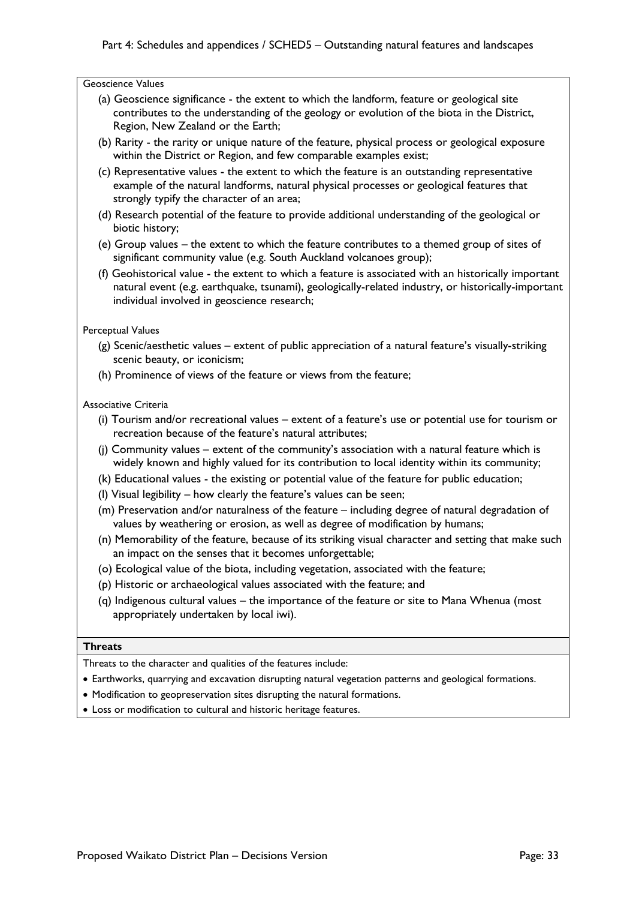Geoscience Values

(a) Geoscience significance - the extent to which the landform, feature or geological site contributes to the understanding of the geology or evolution of the biota in the District, Region, New Zealand or the Earth;

(b) Rarity - the rarity or unique nature of the feature, physical process or geological exposure within the District or Region, and few comparable examples exist;

(c) Representative values - the extent to which the feature is an outstanding representative example of the natural landforms, natural physical processes or geological features that strongly typify the character of an area;

(d) Research potential of the feature to provide additional understanding of the geological or biotic history;

(e) Group values – the extent to which the feature contributes to a themed group of sites of significant community value (e.g. South Auckland volcanoes group);

(f) Geohistorical value - the extent to which a feature is associated with an historically important natural event (e.g. earthquake, tsunami), geologically-related industry, or historically-important individual involved in geoscience research;

Perceptual Values

(g) Scenic/aesthetic values – extent of public appreciation of a natural feature's visually-striking scenic beauty, or iconicism;

(h) Prominence of views of the feature or views from the feature;

Associative Criteria

(i) Tourism and/or recreational values – extent of a feature's use or potential use for tourism or recreation because of the feature's natural attributes;

(j) Community values – extent of the community's association with a natural feature which is widely known and highly valued for its contribution to local identity within its community;

(k) Educational values - the existing or potential value of the feature for public education;

(l) Visual legibility – how clearly the feature's values can be seen;

(m) Preservation and/or naturalness of the feature – including degree of natural degradation of values by weathering or erosion, as well as degree of modification by humans;

(n) Memorability of the feature, because of its striking visual character and setting that make such an impact on the senses that it becomes unforgettable;

(o) Ecological value of the biota, including vegetation, associated with the feature;

(p) Historic or archaeological values associated with the feature; and

(q) Indigenous cultural values – the importance of the feature or site to Mana Whenua (most appropriately undertaken by local iwi).

**Threats**

Threats to the character and qualities of the features include:

- Earthworks, quarrying and excavation disrupting natural vegetation patterns and geological formations.
- Modification to geopreservation sites disrupting the natural formations.
- Loss or modification to cultural and historic heritage features.